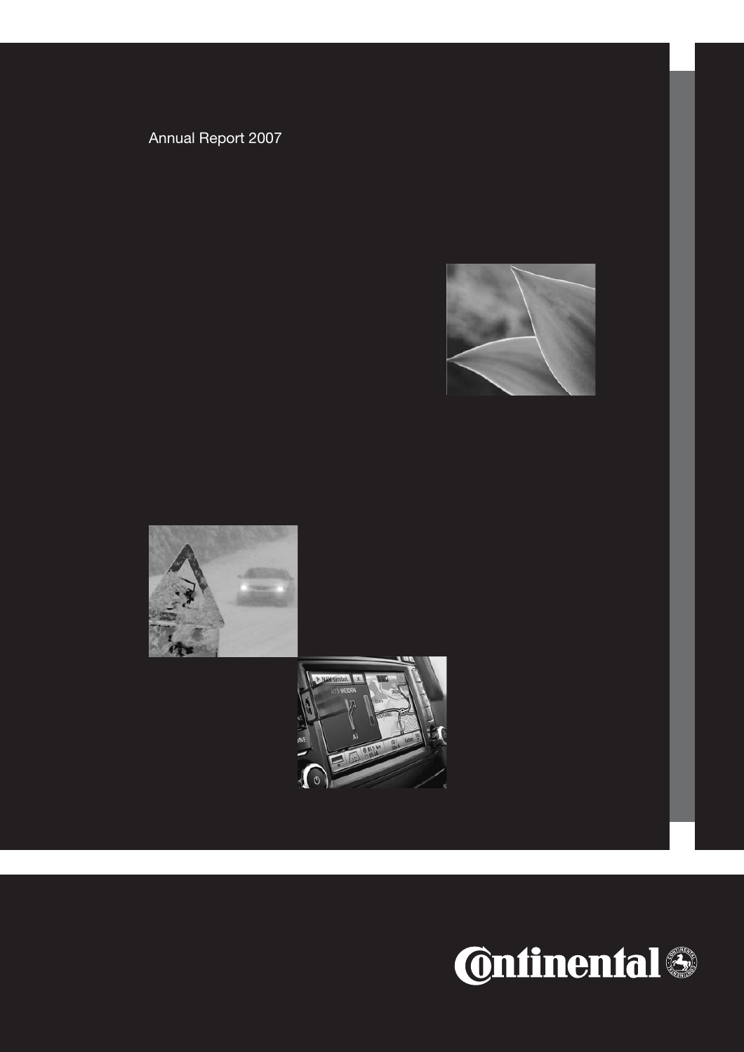Annual Report 2007

Continental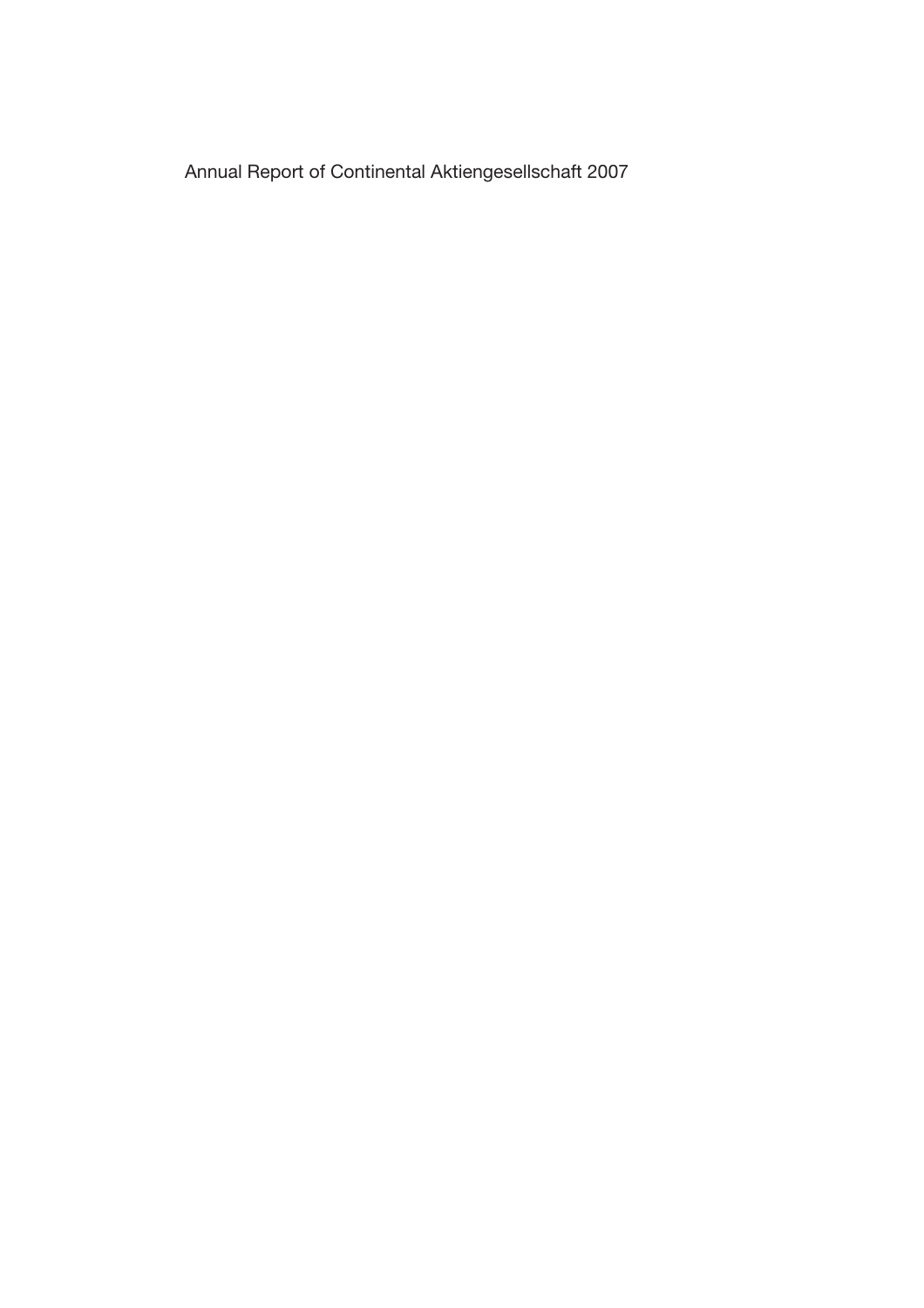Annual Report of Continental Aktiengesellschaft 2007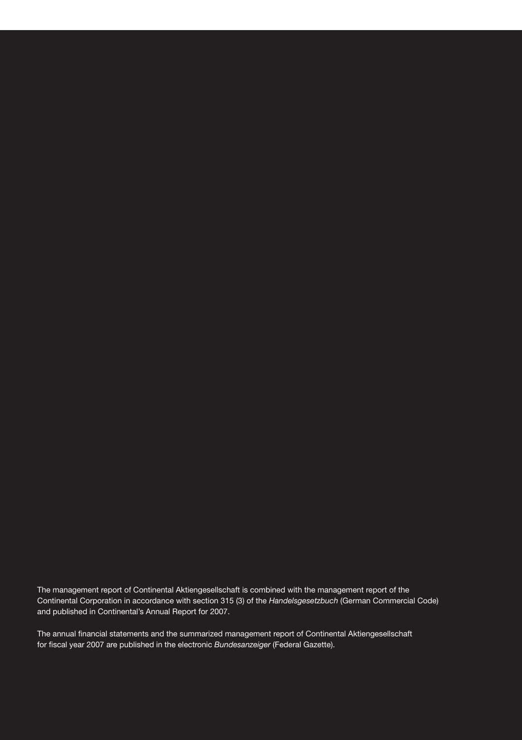The management report of Continental Aktiengesellschaft is combined with the management report of the Continental Corporation in accordance with section 315 (3) of the *Handelsgesetzbuch* (German Commercial Code) and published in Continental's Annual Report for 2007.

The annual financial statements and the summarized management report of Continental Aktiengesellschaft for fiscal year 2007 are published in the electronic *Bundesanzeiger* (Federal Gazette).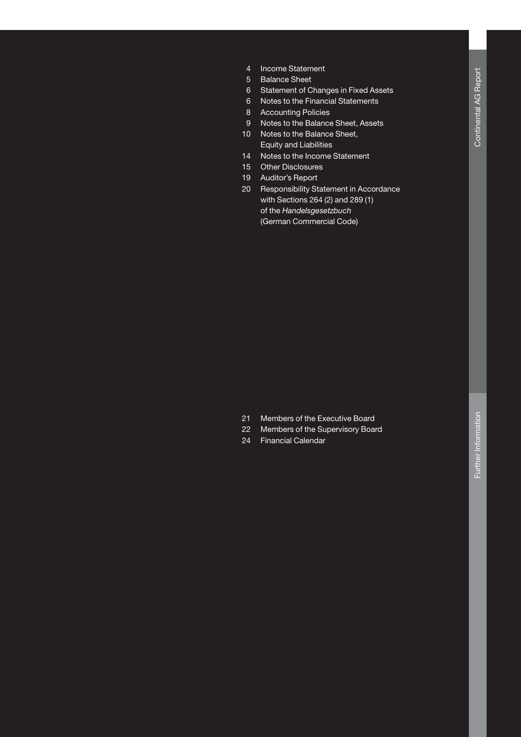4 Income Statement
5 Balance Sheet
6 Statement of Changes in Fixed Assets
6 Notes to the Financial Statements
8 Accounting Policies
9 Notes to the Balance Sheet, Assets
10 Notes to the Balance Sheet, Equity and Liabilities
14 Notes to the Income Statement
15 Other Disclosures
19 Auditor's Report
20 Responsibility Statement in Accordance with Sections 264 (2) and 289 (1) of the *Handelsgesetzbuch* (German Commercial Code)

21 Members of the Executive Board
22 Members of the Supervisory Board
24 Financial Calendar

Continental AG Report

Further Information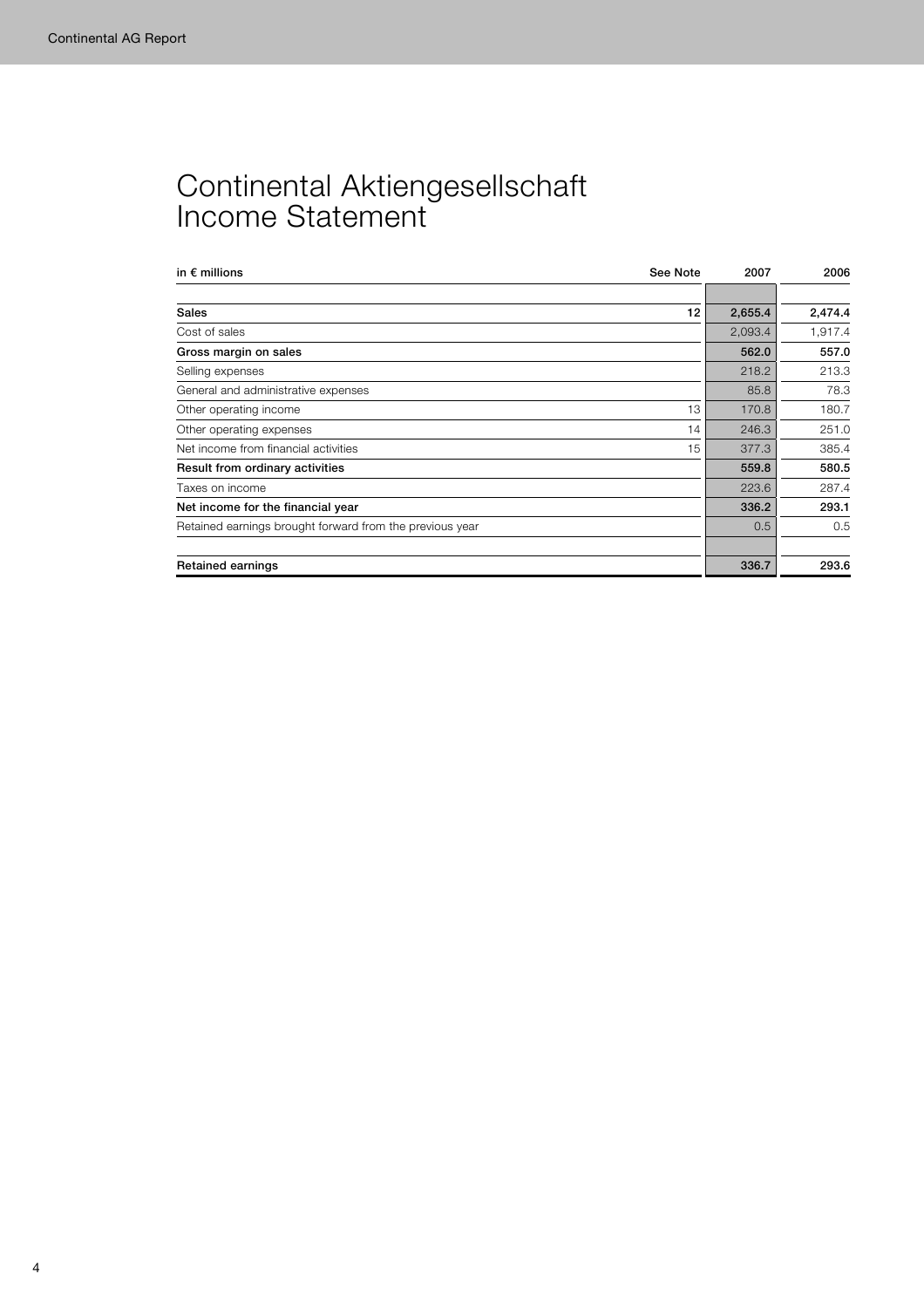# Continental Aktiengesellschaft Income Statement

| in € millions | See Note | 2007 | 2006 |
| --- | --- | --- | --- |
| **Sales** | **12** | **2,655.4** | **2,474.4** |
| Cost of sales | | 2,093.4 | 1,917.4 |
| **Gross margin on sales** | | **562.0** | **557.0** |
| Selling expenses | | 218.2 | 213.3 |
| General and administrative expenses | | 85.8 | 78.3 |
| Other operating income | 13 | 170.8 | 180.7 |
| Other operating expenses | 14 | 246.3 | 251.0 |
| Net income from financial activities | 15 | 377.3 | 385.4 |
| **Result from ordinary activities** | | **559.8** | **580.5** |
| Taxes on income | | 223.6 | 287.4 |
| **Net income for the financial year** | | **336.2** | **293.1** |
| Retained earnings brought forward from the previous year | | 0.5 | 0.5 |
| **Retained earnings** | | **336.7** | **293.6** |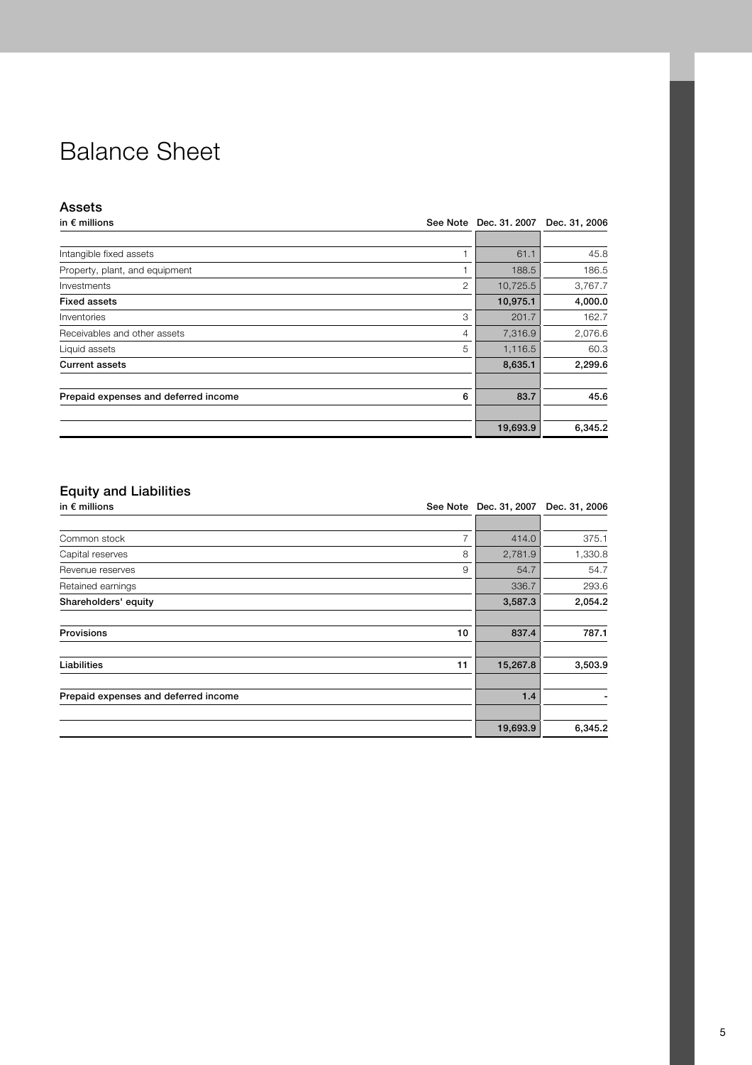# Balance Sheet

## Assets

| in € millions | See Note | Dec. 31. 2007 | Dec. 31, 2006 |
|---|---|---|---|
| Intangible fixed assets | 1 | 61.1 | 45.8 |
| Property, plant, and equipment | 1 | 188.5 | 186.5 |
| Investments | 2 | 10,725.5 | 3,767.7 |
| **Fixed assets** | | **10,975.1** | **4,000.0** |
| Inventories | 3 | 201.7 | 162.7 |
| Receivables and other assets | 4 | 7,316.9 | 2,076.6 |
| Liquid assets | 5 | 1,116.5 | 60.3 |
| **Current assets** | | **8,635.1** | **2,299.6** |
| **Prepaid expenses and deferred income** | **6** | **83.7** | **45.6** |
| | | **19,693.9** | **6,345.2** |

## Equity and Liabilities

| in € millions | See Note | Dec. 31, 2007 | Dec. 31, 2006 |
|---|---|---|---|
| Common stock | 7 | 414.0 | 375.1 |
| Capital reserves | 8 | 2,781.9 | 1,330.8 |
| Revenue reserves | 9 | 54.7 | 54.7 |
| Retained earnings | | 336.7 | 293.6 |
| **Shareholders' equity** | | **3,587.3** | **2,054.2** |
| **Provisions** | **10** | **837.4** | **787.1** |
| **Liabilities** | **11** | **15,267.8** | **3,503.9** |
| **Prepaid expenses and deferred income** | | **1.4** | **-** |
| | | **19,693.9** | **6,345.2** |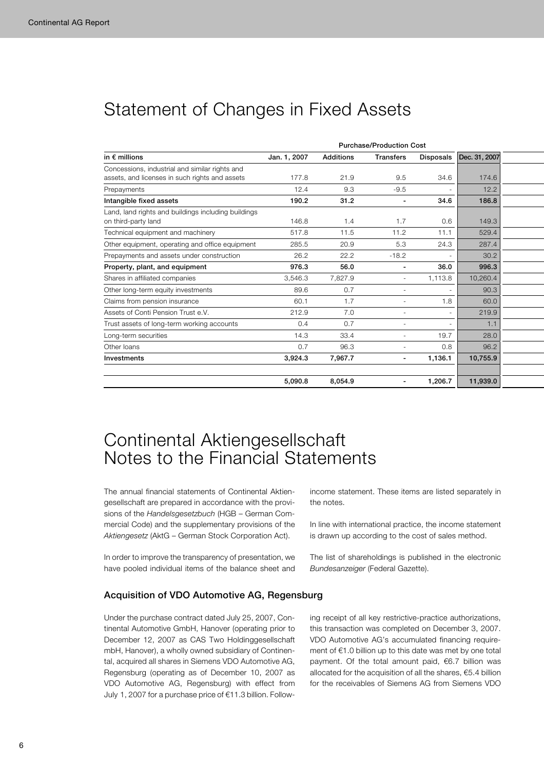# Statement of Changes in Fixed Assets

| in € millions | Purchase/Production Cost | | | | |
|---|---|---|---|---|---|
| | Jan. 1, 2007 | Additions | Transfers | Disposals | Dec. 31, 2007 |
| Concessions, industrial and similar rights and assets, and licenses in such rights and assets | 177.8 | 21.9 | 9.5 | 34.6 | 174.6 |
| Prepayments | 12.4 | 9.3 | -9.5 | - | 12.2 |
| **Intangible fixed assets** | **190.2** | **31.2** | **-** | **34.6** | **186.8** |
| Land, land rights and buildings including buildings on third-party land | 146.8 | 1.4 | 1.7 | 0.6 | 149.3 |
| Technical equipment and machinery | 517.8 | 11.5 | 11.2 | 11.1 | 529.4 |
| Other equipment, operating and office equipment | 285.5 | 20.9 | 5.3 | 24.3 | 287.4 |
| Prepayments and assets under construction | 26.2 | 22.2 | -18.2 | - | 30.2 |
| **Property, plant, and equipment** | **976.3** | **56.0** | **-** | **36.0** | **996.3** |
| Shares in affiliated companies | 3,546.3 | 7,827.9 | - | 1,113.8 | 10,260.4 |
| Other long-term equity investments | 89.6 | 0.7 | - | - | 90.3 |
| Claims from pension insurance | 60.1 | 1.7 | - | 1.8 | 60.0 |
| Assets of Conti Pension Trust e.V. | 212.9 | 7.0 | - | - | 219.9 |
| Trust assets of long-term working accounts | 0.4 | 0.7 | - | - | 1.1 |
| Long-term securities | 14.3 | 33.4 | - | 19.7 | 28.0 |
| Other loans | 0.7 | 96.3 | - | 0.8 | 96.2 |
| **Investments** | **3,924.3** | **7,967.7** | **-** | **1,136.1** | **10,755.9** |
| | | | | | |
| | **5,090.8** | **8,054.9** | **-** | **1,206.7** | **11,939.0** |

# Continental Aktiengesellschaft Notes to the Financial Statements

The annual financial statements of Continental Aktiengesellschaft are prepared in accordance with the provisions of the *Handelsgesetzbuch* (HGB – German Commercial Code) and the supplementary provisions of the *Aktiengesetz* (AktG – German Stock Corporation Act).

In order to improve the transparency of presentation, we have pooled individual items of the balance sheet and income statement. These items are listed separately in the notes.

In line with international practice, the income statement is drawn up according to the cost of sales method.

The list of shareholdings is published in the electronic *Bundesanzeiger* (Federal Gazette).

### Acquisition of VDO Automotive AG, Regensburg

Under the purchase contract dated July 25, 2007, Continental Automotive GmbH, Hanover (operating prior to December 12, 2007 as CAS Two Holdinggesellschaft mbH, Hanover), a wholly owned subsidiary of Continental, acquired all shares in Siemens VDO Automotive AG, Regensburg (operating as of December 10, 2007 as VDO Automotive AG, Regensburg) with effect from July 1, 2007 for a purchase price of €11.3 billion. Following receipt of all key restrictive-practice authorizations, this transaction was completed on December 3, 2007. VDO Automotive AG's accumulated financing requirement of €1.0 billion up to this date was met by one total payment. Of the total amount paid, €6.7 billion was allocated for the acquisition of all the shares, €5.4 billion for the receivables of Siemens AG from Siemens VDO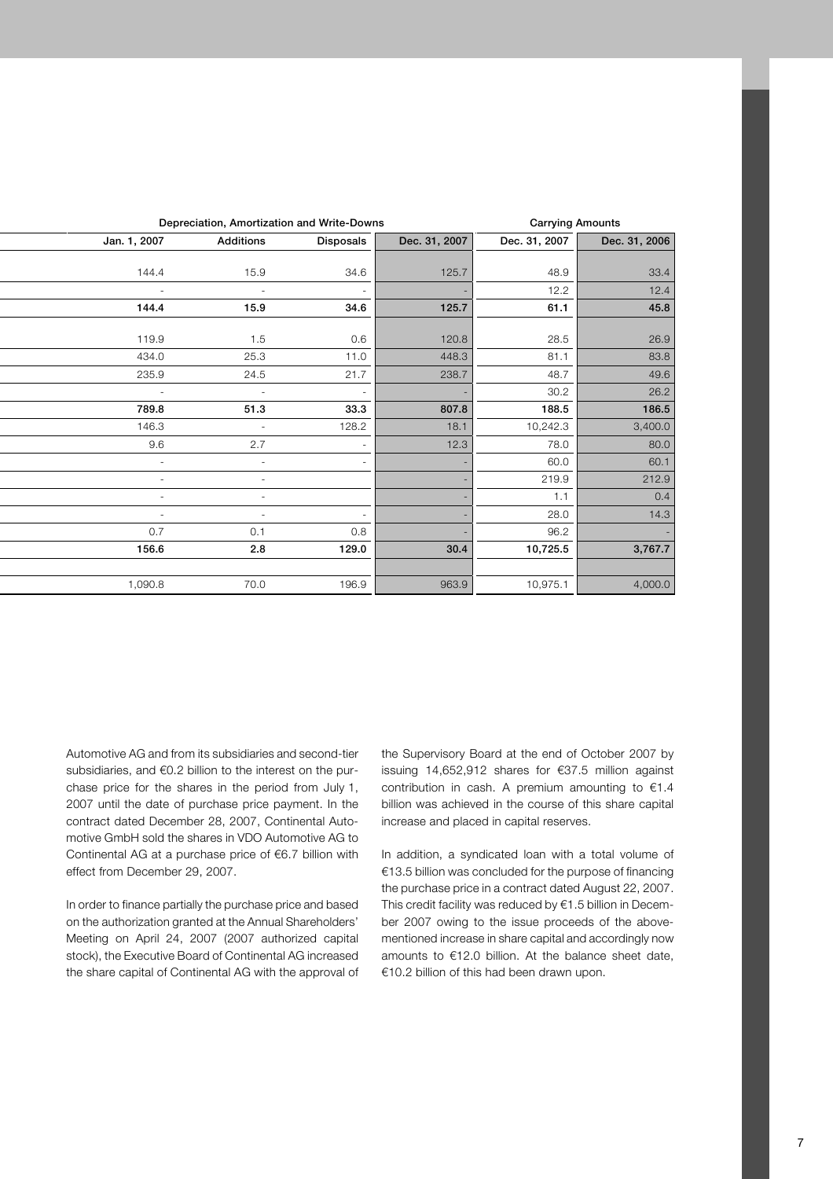| Depreciation, Amortization and Write-Downs | | | | Carrying Amounts | |
|---|---|---|---|---|---|
| Jan. 1, 2007 | Additions | Disposals | Dec. 31, 2007 | Dec. 31, 2007 | Dec. 31, 2006 |
| | | | | | |
| 144.4 | 15.9 | 34.6 | 125.7 | 48.9 | 33.4 |
| - | - | - | - | 12.2 | 12.4 |
| **144.4** | **15.9** | **34.6** | **125.7** | **61.1** | **45.8** |
| | | | | | |
| 119.9 | 1.5 | 0.6 | 120.8 | 28.5 | 26.9 |
| 434.0 | 25.3 | 11.0 | 448.3 | 81.1 | 83.8 |
| 235.9 | 24.5 | 21.7 | 238.7 | 48.7 | 49.6 |
| - | - | - | - | 30.2 | 26.2 |
| **789.8** | **51.3** | **33.3** | **807.8** | **188.5** | **186.5** |
| 146.3 | - | 128.2 | 18.1 | 10,242.3 | 3,400.0 |
| 9.6 | 2.7 | - | 12.3 | 78.0 | 80.0 |
| - | - | - | - | 60.0 | 60.1 |
| - | - | | - | 219.9 | 212.9 |
| - | - | | - | 1.1 | 0.4 |
| - | - | - | - | 28.0 | 14.3 |
| 0.7 | 0.1 | 0.8 | - | 96.2 | - |
| **156.6** | **2.8** | **129.0** | **30.4** | **10,725.5** | **3,767.7** |
| | | | | | |
| 1,090.8 | 70.0 | 196.9 | 963.9 | 10,975.1 | 4,000.0 |

Automotive AG and from its subsidiaries and second-tier subsidiaries, and €0.2 billion to the interest on the purchase price for the shares in the period from July 1, 2007 until the date of purchase price payment. In the contract dated December 28, 2007, Continental Automotive GmbH sold the shares in VDO Automotive AG to Continental AG at a purchase price of €6.7 billion with effect from December 29, 2007.

In order to finance partially the purchase price and based on the authorization granted at the Annual Shareholders' Meeting on April 24, 2007 (2007 authorized capital stock), the Executive Board of Continental AG increased the share capital of Continental AG with the approval of the Supervisory Board at the end of October 2007 by issuing 14,652,912 shares for €37.5 million against contribution in cash. A premium amounting to €1.4 billion was achieved in the course of this share capital increase and placed in capital reserves.

In addition, a syndicated loan with a total volume of €13.5 billion was concluded for the purpose of financing the purchase price in a contract dated August 22, 2007. This credit facility was reduced by €1.5 billion in December 2007 owing to the issue proceeds of the above-mentioned increase in share capital and accordingly now amounts to €12.0 billion. At the balance sheet date, €10.2 billion of this had been drawn upon.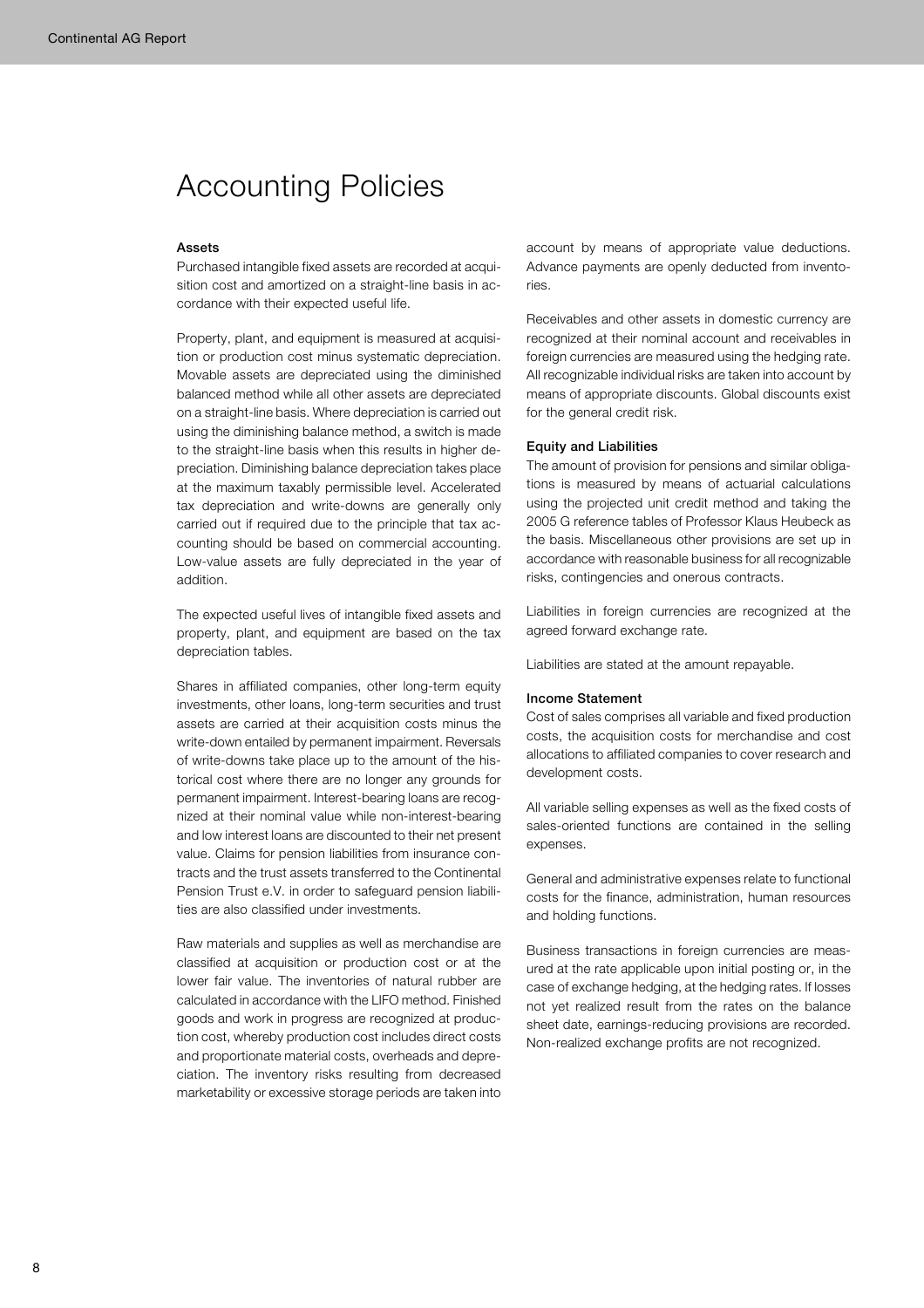# Accounting Policies

### Assets

Purchased intangible fixed assets are recorded at acquisition cost and amortized on a straight-line basis in accordance with their expected useful life.

Property, plant, and equipment is measured at acquisition or production cost minus systematic depreciation. Movable assets are depreciated using the diminished balanced method while all other assets are depreciated on a straight-line basis. Where depreciation is carried out using the diminishing balance method, a switch is made to the straight-line basis when this results in higher depreciation. Diminishing balance depreciation takes place at the maximum taxably permissible level. Accelerated tax depreciation and write-downs are generally only carried out if required due to the principle that tax accounting should be based on commercial accounting. Low-value assets are fully depreciated in the year of addition.

The expected useful lives of intangible fixed assets and property, plant, and equipment are based on the tax depreciation tables.

Shares in affiliated companies, other long-term equity investments, other loans, long-term securities and trust assets are carried at their acquisition costs minus the write-down entailed by permanent impairment. Reversals of write-downs take place up to the amount of the historical cost where there are no longer any grounds for permanent impairment. Interest-bearing loans are recognized at their nominal value while non-interest-bearing and low interest loans are discounted to their net present value. Claims for pension liabilities from insurance contracts and the trust assets transferred to the Continental Pension Trust e.V. in order to safeguard pension liabilities are also classified under investments.

Raw materials and supplies as well as merchandise are classified at acquisition or production cost or at the lower fair value. The inventories of natural rubber are calculated in accordance with the LIFO method. Finished goods and work in progress are recognized at production cost, whereby production cost includes direct costs and proportionate material costs, overheads and depreciation. The inventory risks resulting from decreased marketability or excessive storage periods are taken into account by means of appropriate value deductions. Advance payments are openly deducted from inventories.

Receivables and other assets in domestic currency are recognized at their nominal account and receivables in foreign currencies are measured using the hedging rate. All recognizable individual risks are taken into account by means of appropriate discounts. Global discounts exist for the general credit risk.

### Equity and Liabilities

The amount of provision for pensions and similar obligations is measured by means of actuarial calculations using the projected unit credit method and taking the 2005 G reference tables of Professor Klaus Heubeck as the basis. Miscellaneous other provisions are set up in accordance with reasonable business for all recognizable risks, contingencies and onerous contracts.

Liabilities in foreign currencies are recognized at the agreed forward exchange rate.

Liabilities are stated at the amount repayable.

### Income Statement

Cost of sales comprises all variable and fixed production costs, the acquisition costs for merchandise and cost allocations to affiliated companies to cover research and development costs.

All variable selling expenses as well as the fixed costs of sales-oriented functions are contained in the selling expenses.

General and administrative expenses relate to functional costs for the finance, administration, human resources and holding functions.

Business transactions in foreign currencies are measured at the rate applicable upon initial posting or, in the case of exchange hedging, at the hedging rates. If losses not yet realized result from the rates on the balance sheet date, earnings-reducing provisions are recorded. Non-realized exchange profits are not recognized.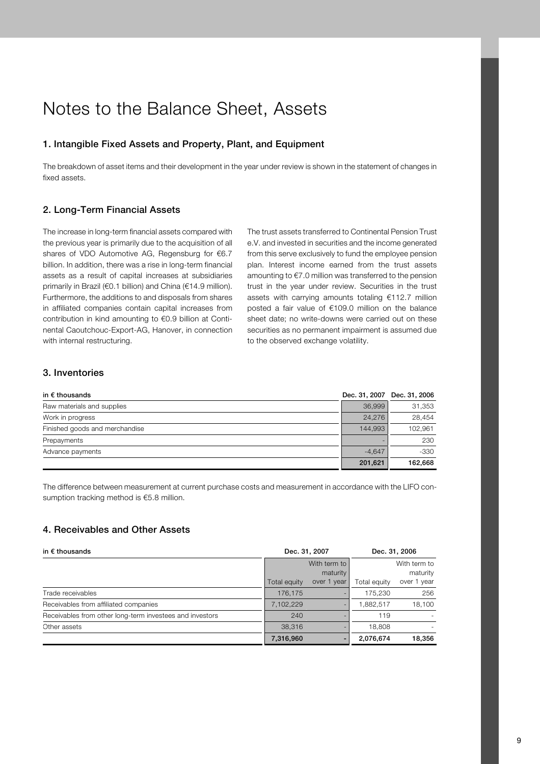# Notes to the Balance Sheet, Assets

## 1. Intangible Fixed Assets and Property, Plant, and Equipment

The breakdown of asset items and their development in the year under review is shown in the statement of changes in fixed assets.

## 2. Long-Term Financial Assets

The increase in long-term financial assets compared with the previous year is primarily due to the acquisition of all shares of VDO Automotive AG, Regensburg for €6.7 billion. In addition, there was a rise in long-term financial assets as a result of capital increases at subsidiaries primarily in Brazil (€0.1 billion) and China (€14.9 million). Furthermore, the additions to and disposals from shares in affiliated companies contain capital increases from contribution in kind amounting to €0.9 billion at Continental Caoutchouc-Export-AG, Hanover, in connection with internal restructuring.

The trust assets transferred to Continental Pension Trust e.V. and invested in securities and the income generated from this serve exclusively to fund the employee pension plan. Interest income earned from the trust assets amounting to €7.0 million was transferred to the pension trust in the year under review. Securities in the trust assets with carrying amounts totaling €112.7 million posted a fair value of €109.0 million on the balance sheet date; no write-downs were carried out on these securities as no permanent impairment is assumed due to the observed exchange volatility.

## 3. Inventories

| in € thousands | Dec. 31, 2007 | Dec. 31, 2006 |
|---|---|---|
| Raw materials and supplies | 36,999 | 31,353 |
| Work in progress | 24,276 | 28,454 |
| Finished goods and merchandise | 144,993 | 102,961 |
| Prepayments | - | 230 |
| Advance payments | -4,647 | -330 |
| | **201,621** | **162,668** |

The difference between measurement at current purchase costs and measurement in accordance with the LIFO consumption tracking method is €5.8 million.

## 4. Receivables and Other Assets

| in € thousands | Dec. 31, 2007 | | Dec. 31, 2006 | |
|---|---|---|---|---|
| | Total equity | With term to maturity over 1 year | Total equity | With term to maturity over 1 year |
| Trade receivables | 176,175 | - | 175,230 | 256 |
| Receivables from affiliated companies | 7,102,229 | - | 1,882,517 | 18,100 |
| Receivables from other long-term investees and investors | 240 | - | 119 | - |
| Other assets | 38,316 | - | 18,808 | - |
| | **7,316,960** | **-** | **2,076,674** | **18,356** |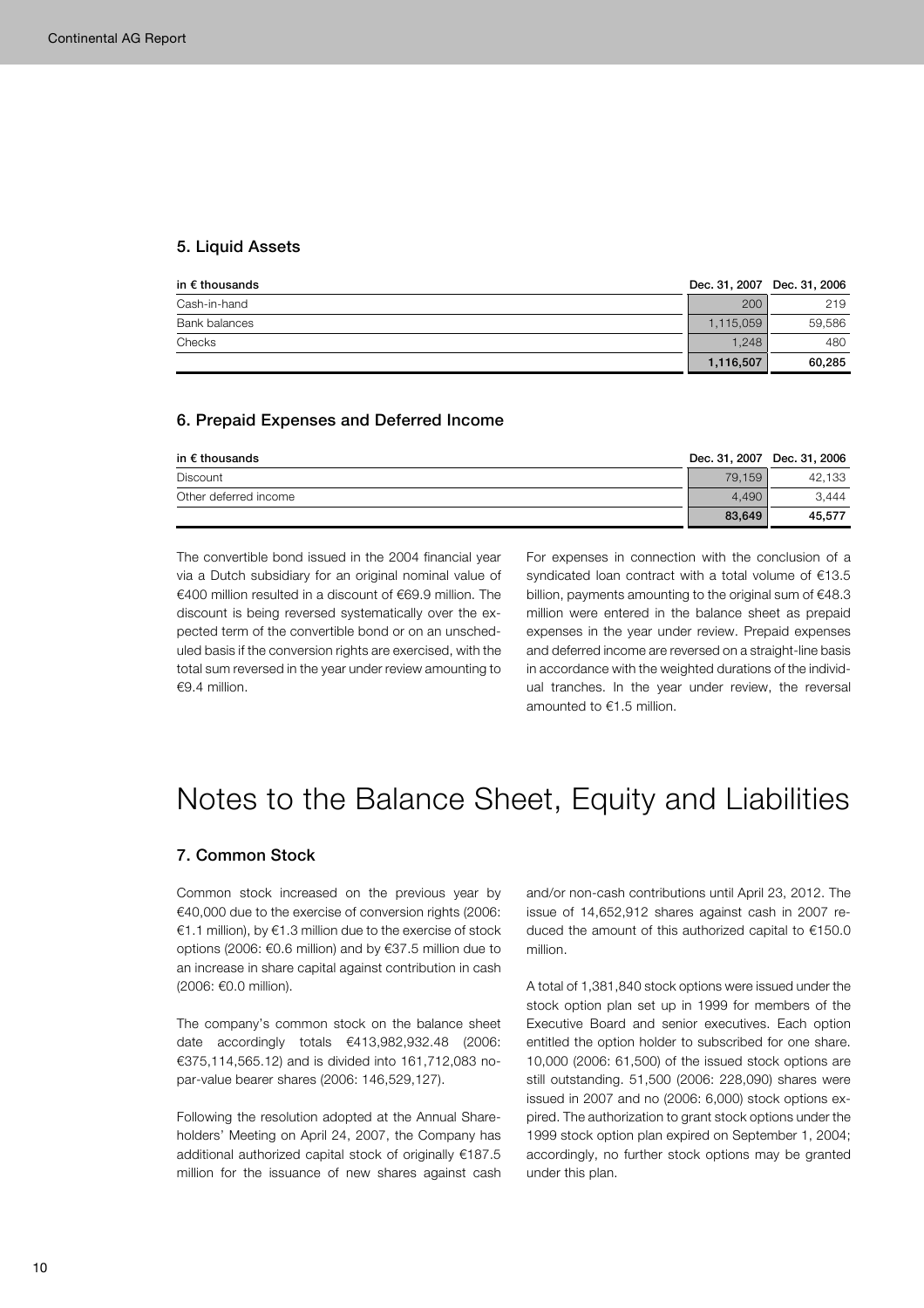## 5. Liquid Assets

| in € thousands | Dec. 31, 2007 | Dec. 31, 2006 |
|---|---|---|
| Cash-in-hand | 200 | 219 |
| Bank balances | 1,115,059 | 59,586 |
| Checks | 1,248 | 480 |
| | **1,116,507** | **60,285** |

## 6. Prepaid Expenses and Deferred Income

| in € thousands | Dec. 31, 2007 | Dec. 31, 2006 |
|---|---|---|
| Discount | 79,159 | 42,133 |
| Other deferred income | 4,490 | 3,444 |
| | **83,649** | **45,577** |

The convertible bond issued in the 2004 financial year via a Dutch subsidiary for an original nominal value of €400 million resulted in a discount of €69.9 million. The discount is being reversed systematically over the expected term of the convertible bond or on an unscheduled basis if the conversion rights are exercised, with the total sum reversed in the year under review amounting to €9.4 million.

For expenses in connection with the conclusion of a syndicated loan contract with a total volume of €13.5 billion, payments amounting to the original sum of €48.3 million were entered in the balance sheet as prepaid expenses in the year under review. Prepaid expenses and deferred income are reversed on a straight-line basis in accordance with the weighted durations of the individual tranches. In the year under review, the reversal amounted to €1.5 million.

# Notes to the Balance Sheet, Equity and Liabilities

## 7. Common Stock

Common stock increased on the previous year by €40,000 due to the exercise of conversion rights (2006: €1.1 million), by €1.3 million due to the exercise of stock options (2006: €0.6 million) and by €37.5 million due to an increase in share capital against contribution in cash (2006: €0.0 million).

The company's common stock on the balance sheet date accordingly totals €413,982,932.48 (2006: €375,114,565.12) and is divided into 161,712,083 no-par-value bearer shares (2006: 146,529,127).

Following the resolution adopted at the Annual Shareholders' Meeting on April 24, 2007, the Company has additional authorized capital stock of originally €187.5 million for the issuance of new shares against cash and/or non-cash contributions until April 23, 2012. The issue of 14,652,912 shares against cash in 2007 reduced the amount of this authorized capital to €150.0 million.

A total of 1,381,840 stock options were issued under the stock option plan set up in 1999 for members of the Executive Board and senior executives. Each option entitled the option holder to subscribed for one share. 10,000 (2006: 61,500) of the issued stock options are still outstanding. 51,500 (2006: 228,090) shares were issued in 2007 and no (2006: 6,000) stock options expired. The authorization to grant stock options under the 1999 stock option plan expired on September 1, 2004; accordingly, no further stock options may be granted under this plan.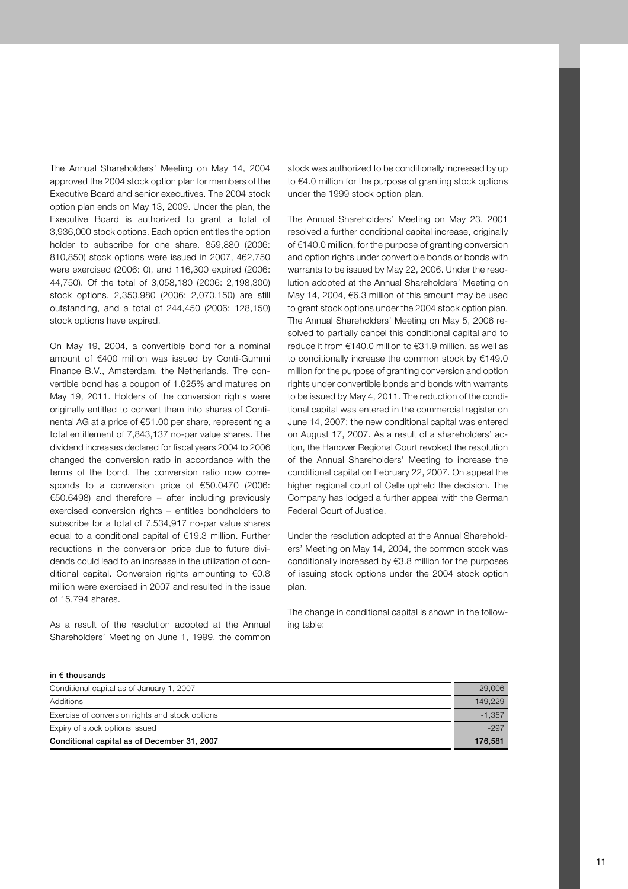The Annual Shareholders' Meeting on May 14, 2004 approved the 2004 stock option plan for members of the Executive Board and senior executives. The 2004 stock option plan ends on May 13, 2009. Under the plan, the Executive Board is authorized to grant a total of 3,936,000 stock options. Each option entitles the option holder to subscribe for one share. 859,880 (2006: 810,850) stock options were issued in 2007, 462,750 were exercised (2006: 0), and 116,300 expired (2006: 44,750). Of the total of 3,058,180 (2006: 2,198,300) stock options, 2,350,980 (2006: 2,070,150) are still outstanding, and a total of 244,450 (2006: 128,150) stock options have expired.

On May 19, 2004, a convertible bond for a nominal amount of €400 million was issued by Conti-Gummi Finance B.V., Amsterdam, the Netherlands. The convertible bond has a coupon of 1.625% and matures on May 19, 2011. Holders of the conversion rights were originally entitled to convert them into shares of Continental AG at a price of €51.00 per share, representing a total entitlement of 7,843,137 no-par value shares. The dividend increases declared for fiscal years 2004 to 2006 changed the conversion ratio in accordance with the terms of the bond. The conversion ratio now corresponds to a conversion price of €50.0470 (2006: €50.6498) and therefore – after including previously exercised conversion rights – entitles bondholders to subscribe for a total of 7,534,917 no-par value shares equal to a conditional capital of €19.3 million. Further reductions in the conversion price due to future dividends could lead to an increase in the utilization of conditional capital. Conversion rights amounting to €0.8 million were exercised in 2007 and resulted in the issue of 15,794 shares.

As a result of the resolution adopted at the Annual Shareholders' Meeting on June 1, 1999, the common stock was authorized to be conditionally increased by up to €4.0 million for the purpose of granting stock options under the 1999 stock option plan.

The Annual Shareholders' Meeting on May 23, 2001 resolved a further conditional capital increase, originally of €140.0 million, for the purpose of granting conversion and option rights under convertible bonds or bonds with warrants to be issued by May 22, 2006. Under the resolution adopted at the Annual Shareholders' Meeting on May 14, 2004, €6.3 million of this amount may be used to grant stock options under the 2004 stock option plan. The Annual Shareholders' Meeting on May 5, 2006 resolved to partially cancel this conditional capital and to reduce it from €140.0 million to €31.9 million, as well as to conditionally increase the common stock by €149.0 million for the purpose of granting conversion and option rights under convertible bonds and bonds with warrants to be issued by May 4, 2011. The reduction of the conditional capital was entered in the commercial register on June 14, 2007; the new conditional capital was entered on August 17, 2007. As a result of a shareholders' action, the Hanover Regional Court revoked the resolution of the Annual Shareholders' Meeting to increase the conditional capital on February 22, 2007. On appeal the higher regional court of Celle upheld the decision. The Company has lodged a further appeal with the German Federal Court of Justice.

Under the resolution adopted at the Annual Shareholders' Meeting on May 14, 2004, the common stock was conditionally increased by €3.8 million for the purposes of issuing stock options under the 2004 stock option plan.

The change in conditional capital is shown in the following table:

| in € thousands | |
|---|---|
| Conditional capital as of January 1, 2007 | 29,006 |
| Additions | 149,229 |
| Exercise of conversion rights and stock options | -1,357 |
| Expiry of stock options issued | -297 |
| **Conditional capital as of December 31, 2007** | **176,581** |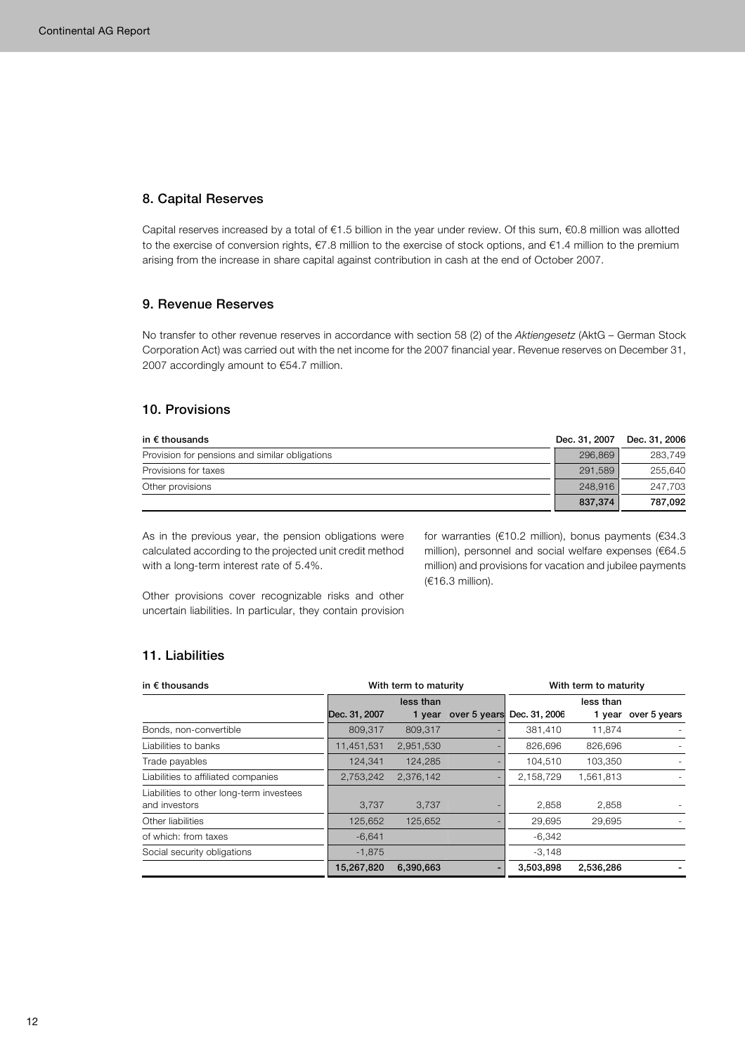## 8. Capital Reserves

Capital reserves increased by a total of €1.5 billion in the year under review. Of this sum, €0.8 million was allotted to the exercise of conversion rights, €7.8 million to the exercise of stock options, and €1.4 million to the premium arising from the increase in share capital against contribution in cash at the end of October 2007.

## 9. Revenue Reserves

No transfer to other revenue reserves in accordance with section 58 (2) of the *Aktiengesetz* (AktG – German Stock Corporation Act) was carried out with the net income for the 2007 financial year. Revenue reserves on December 31, 2007 accordingly amount to €54.7 million.

## 10. Provisions

| in € thousands | Dec. 31, 2007 | Dec. 31, 2006 |
|---|---|---|
| Provision for pensions and similar obligations | 296,869 | 283,749 |
| Provisions for taxes | 291,589 | 255,640 |
| Other provisions | 248,916 | 247,703 |
| | **837,374** | **787,092** |

As in the previous year, the pension obligations were calculated according to the projected unit credit method with a long-term interest rate of 5.4%.

Other provisions cover recognizable risks and other uncertain liabilities. In particular, they contain provision for warranties (€10.2 million), bonus payments (€34.3 million), personnel and social welfare expenses (€64.5 million) and provisions for vacation and jubilee payments (€16.3 million).

## 11. Liabilities

| in € thousands | | With term to maturity | | | With term to maturity | |
|---|---|---|---|---|---|---|
| | Dec. 31, 2007 | less than 1 year | over 5 years | Dec. 31, 2006 | less than 1 year | over 5 years |
| Bonds, non-convertible | 809,317 | 809,317 | - | 381,410 | 11,874 | - |
| Liabilities to banks | 11,451,531 | 2,951,530 | - | 826,696 | 826,696 | - |
| Trade payables | 124,341 | 124,285 | - | 104,510 | 103,350 | - |
| Liabilities to affiliated companies | 2,753,242 | 2,376,142 | - | 2,158,729 | 1,561,813 | - |
| Liabilities to other long-term investees and investors | 3,737 | 3,737 | - | 2,858 | 2,858 | - |
| Other liabilities | 125,652 | 125,652 | - | 29,695 | 29,695 | - |
| of which: from taxes | -6,641 | | | -6,342 | | |
| Social security obligations | -1,875 | | | -3,148 | | |
| | **15,267,820** | **6,390,663** | **-** | **3,503,898** | **2,536,286** | **-** |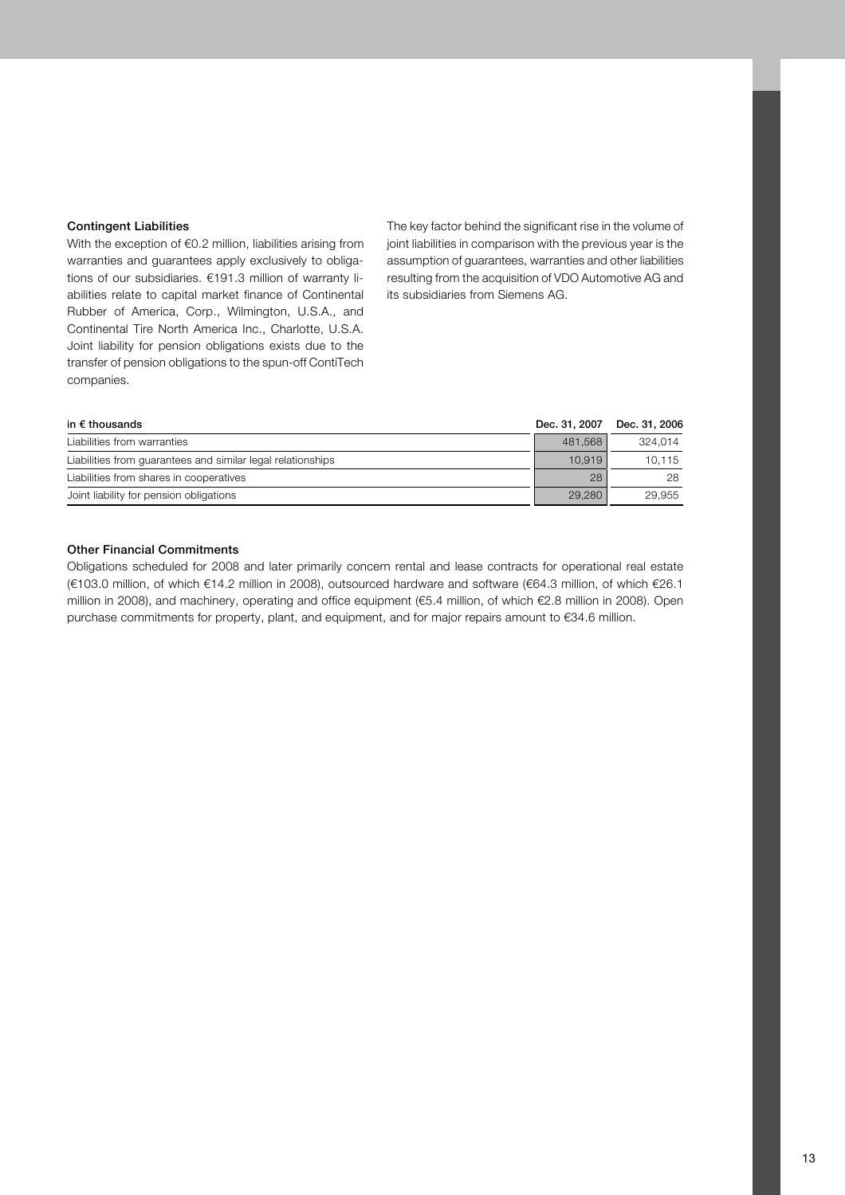### Contingent Liabilities

With the exception of €0.2 million, liabilities arising from warranties and guarantees apply exclusively to obligations of our subsidiaries. €191.3 million of warranty liabilities relate to capital market finance of Continental Rubber of America, Corp., Wilmington, U.S.A., and Continental Tire North America Inc., Charlotte, U.S.A. Joint liability for pension obligations exists due to the transfer of pension obligations to the spun-off ContiTech companies.

The key factor behind the significant rise in the volume of joint liabilities in comparison with the previous year is the assumption of guarantees, warranties and other liabilities resulting from the acquisition of VDO Automotive AG and its subsidiaries from Siemens AG.

| in € thousands | Dec. 31, 2007 | Dec. 31, 2006 |
|---|---|---|
| Liabilities from warranties | 481,568 | 324,014 |
| Liabilities from guarantees and similar legal relationships | 10,919 | 10,115 |
| Liabilities from shares in cooperatives | 28 | 28 |
| Joint liability for pension obligations | 29,280 | 29,955 |

### Other Financial Commitments

Obligations scheduled for 2008 and later primarily concern rental and lease contracts for operational real estate (€103.0 million, of which €14.2 million in 2008), outsourced hardware and software (€64.3 million, of which €26.1 million in 2008), and machinery, operating and office equipment (€5.4 million, of which €2.8 million in 2008). Open purchase commitments for property, plant, and equipment, and for major repairs amount to €34.6 million.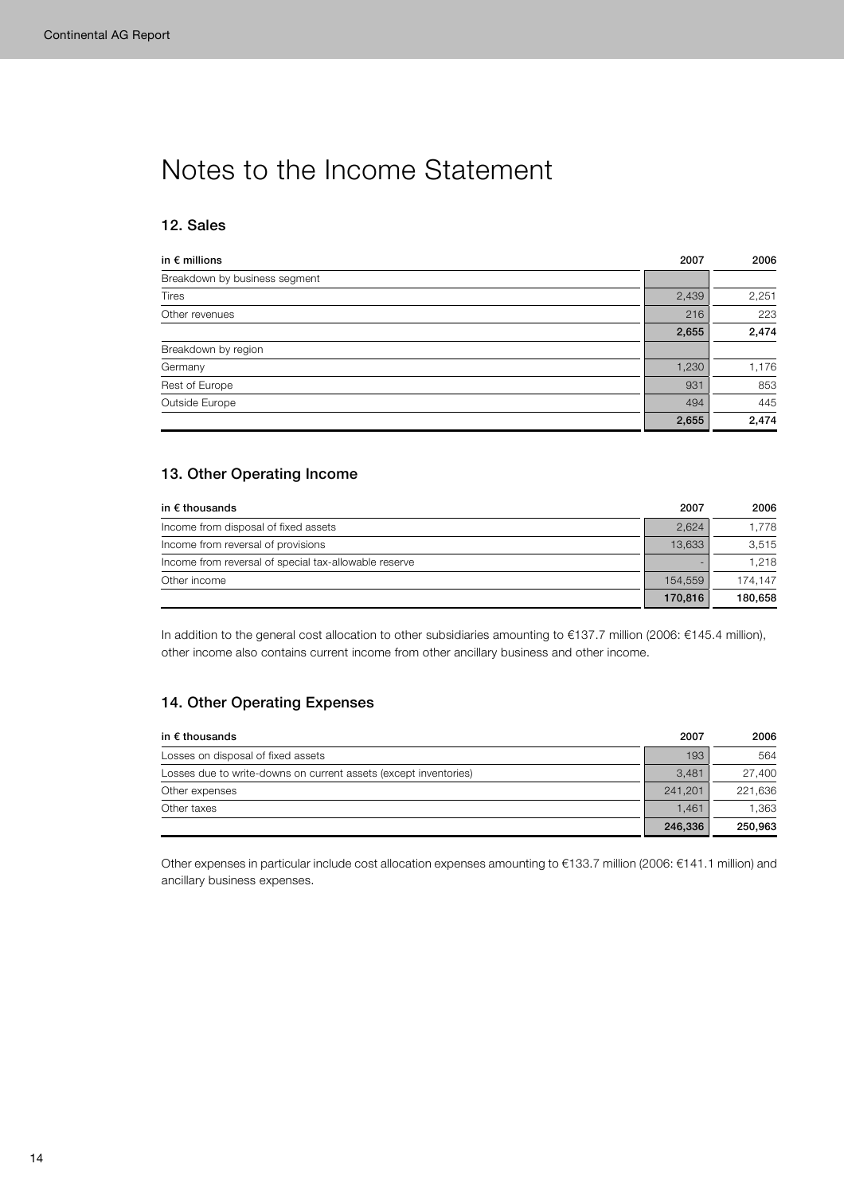# Notes to the Income Statement

## 12. Sales

| in € millions | 2007 | 2006 |
|---|---|---|
| Breakdown by business segment | | |
| Tires | 2,439 | 2,251 |
| Other revenues | 216 | 223 |
| | **2,655** | **2,474** |
| Breakdown by region | | |
| Germany | 1,230 | 1,176 |
| Rest of Europe | 931 | 853 |
| Outside Europe | 494 | 445 |
| | **2,655** | **2,474** |

## 13. Other Operating Income

| in € thousands | 2007 | 2006 |
|---|---|---|
| Income from disposal of fixed assets | 2,624 | 1,778 |
| Income from reversal of provisions | 13,633 | 3,515 |
| Income from reversal of special tax-allowable reserve | - | 1,218 |
| Other income | 154,559 | 174,147 |
| | **170,816** | **180,658** |

In addition to the general cost allocation to other subsidiaries amounting to €137.7 million (2006: €145.4 million), other income also contains current income from other ancillary business and other income.

## 14. Other Operating Expenses

| in € thousands | 2007 | 2006 |
|---|---|---|
| Losses on disposal of fixed assets | 193 | 564 |
| Losses due to write-downs on current assets (except inventories) | 3,481 | 27,400 |
| Other expenses | 241,201 | 221,636 |
| Other taxes | 1,461 | 1,363 |
| | **246,336** | **250,963** |

Other expenses in particular include cost allocation expenses amounting to €133.7 million (2006: €141.1 million) and ancillary business expenses.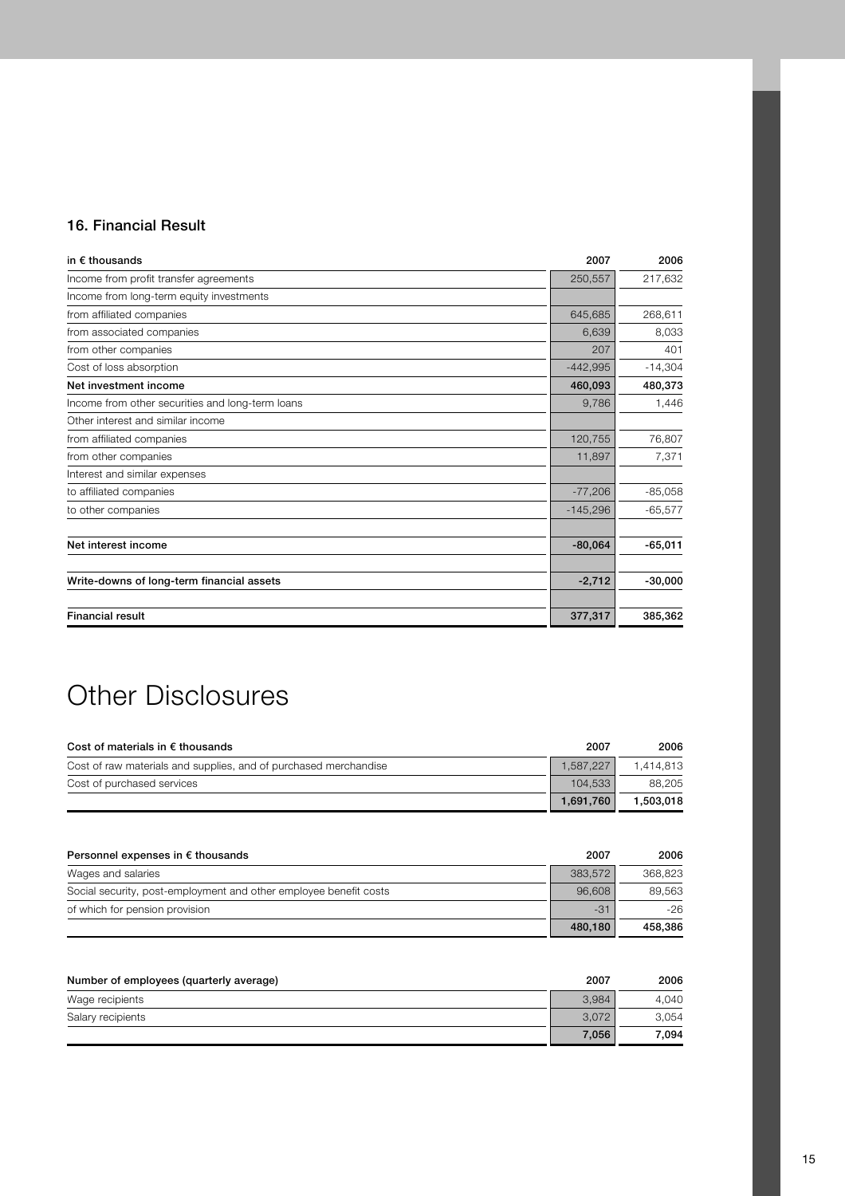## 16. Financial Result

| in € thousands | 2007 | 2006 |
|---|---|---|
| Income from profit transfer agreements | 250,557 | 217,632 |
| Income from long-term equity investments | | |
| from affiliated companies | 645,685 | 268,611 |
| from associated companies | 6,639 | 8,033 |
| from other companies | 207 | 401 |
| Cost of loss absorption | -442,995 | -14,304 |
| **Net investment income** | **460,093** | **480,373** |
| Income from other securities and long-term loans | 9,786 | 1,446 |
| Other interest and similar income | | |
| from affiliated companies | 120,755 | 76,807 |
| from other companies | 11,897 | 7,371 |
| Interest and similar expenses | | |
| to affiliated companies | -77,206 | -85,058 |
| to other companies | -145,296 | -65,577 |
| **Net interest income** | **-80,064** | **-65,011** |
| **Write-downs of long-term financial assets** | **-2,712** | **-30,000** |
| **Financial result** | **377,317** | **385,362** |

# Other Disclosures

| Cost of materials in € thousands | 2007 | 2006 |
|---|---|---|
| Cost of raw materials and supplies, and of purchased merchandise | 1,587,227 | 1,414,813 |
| Cost of purchased services | 104,533 | 88,205 |
| | **1,691,760** | **1,503,018** |

| Personnel expenses in € thousands | 2007 | 2006 |
|---|---|---|
| Wages and salaries | 383,572 | 368,823 |
| Social security, post-employment and other employee benefit costs | 96,608 | 89,563 |
| of which for pension provision | -31 | -26 |
| | **480,180** | **458,386** |

| Number of employees (quarterly average) | 2007 | 2006 |
|---|---|---|
| Wage recipients | 3,984 | 4,040 |
| Salary recipients | 3,072 | 3,054 |
| | **7,056** | **7,094** |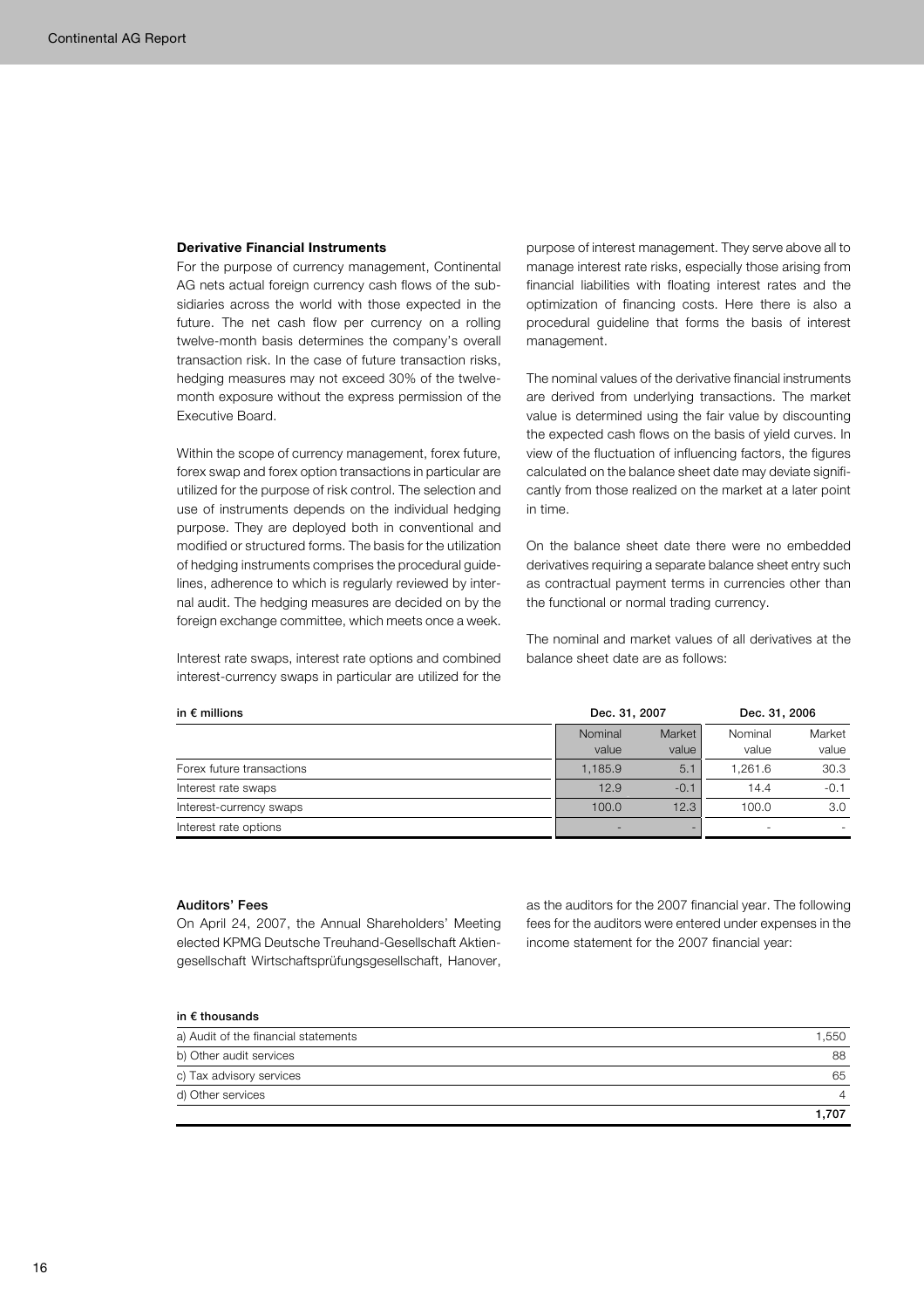### Derivative Financial Instruments

For the purpose of currency management, Continental AG nets actual foreign currency cash flows of the subsidiaries across the world with those expected in the future. The net cash flow per currency on a rolling twelve-month basis determines the company's overall transaction risk. In the case of future transaction risks, hedging measures may not exceed 30% of the twelve-month exposure without the express permission of the Executive Board.

Within the scope of currency management, forex future, forex swap and forex option transactions in particular are utilized for the purpose of risk control. The selection and use of instruments depends on the individual hedging purpose. They are deployed both in conventional and modified or structured forms. The basis for the utilization of hedging instruments comprises the procedural guidelines, adherence to which is regularly reviewed by internal audit. The hedging measures are decided on by the foreign exchange committee, which meets once a week.

Interest rate swaps, interest rate options and combined interest-currency swaps in particular are utilized for the purpose of interest management. They serve above all to manage interest rate risks, especially those arising from financial liabilities with floating interest rates and the optimization of financing costs. Here there is also a procedural guideline that forms the basis of interest management.

The nominal values of the derivative financial instruments are derived from underlying transactions. The market value is determined using the fair value by discounting the expected cash flows on the basis of yield curves. In view of the fluctuation of influencing factors, the figures calculated on the balance sheet date may deviate significantly from those realized on the market at a later point in time.

On the balance sheet date there were no embedded derivatives requiring a separate balance sheet entry such as contractual payment terms in currencies other than the functional or normal trading currency.

The nominal and market values of all derivatives at the balance sheet date are as follows:

| in € millions | Dec. 31, 2007 | | Dec. 31, 2006 | |
|---|---|---|---|---|
| | Nominal value | Market value | Nominal value | Market value |
| Forex future transactions | 1,185.9 | 5.1 | 1,261.6 | 30.3 |
| Interest rate swaps | 12.9 | -0.1 | 14.4 | -0.1 |
| Interest-currency swaps | 100.0 | 12.3 | 100.0 | 3.0 |
| Interest rate options | - | - | - | - |

### Auditors' Fees

On April 24, 2007, the Annual Shareholders' Meeting elected KPMG Deutsche Treuhand-Gesellschaft Aktiengesellschaft Wirtschaftsprüfungsgesellschaft, Hanover, as the auditors for the 2007 financial year. The following fees for the auditors were entered under expenses in the income statement for the 2007 financial year:

| in € thousands | |
|---|---|
| a) Audit of the financial statements | 1,550 |
| b) Other audit services | 88 |
| c) Tax advisory services | 65 |
| d) Other services | 4 |
| | **1,707** |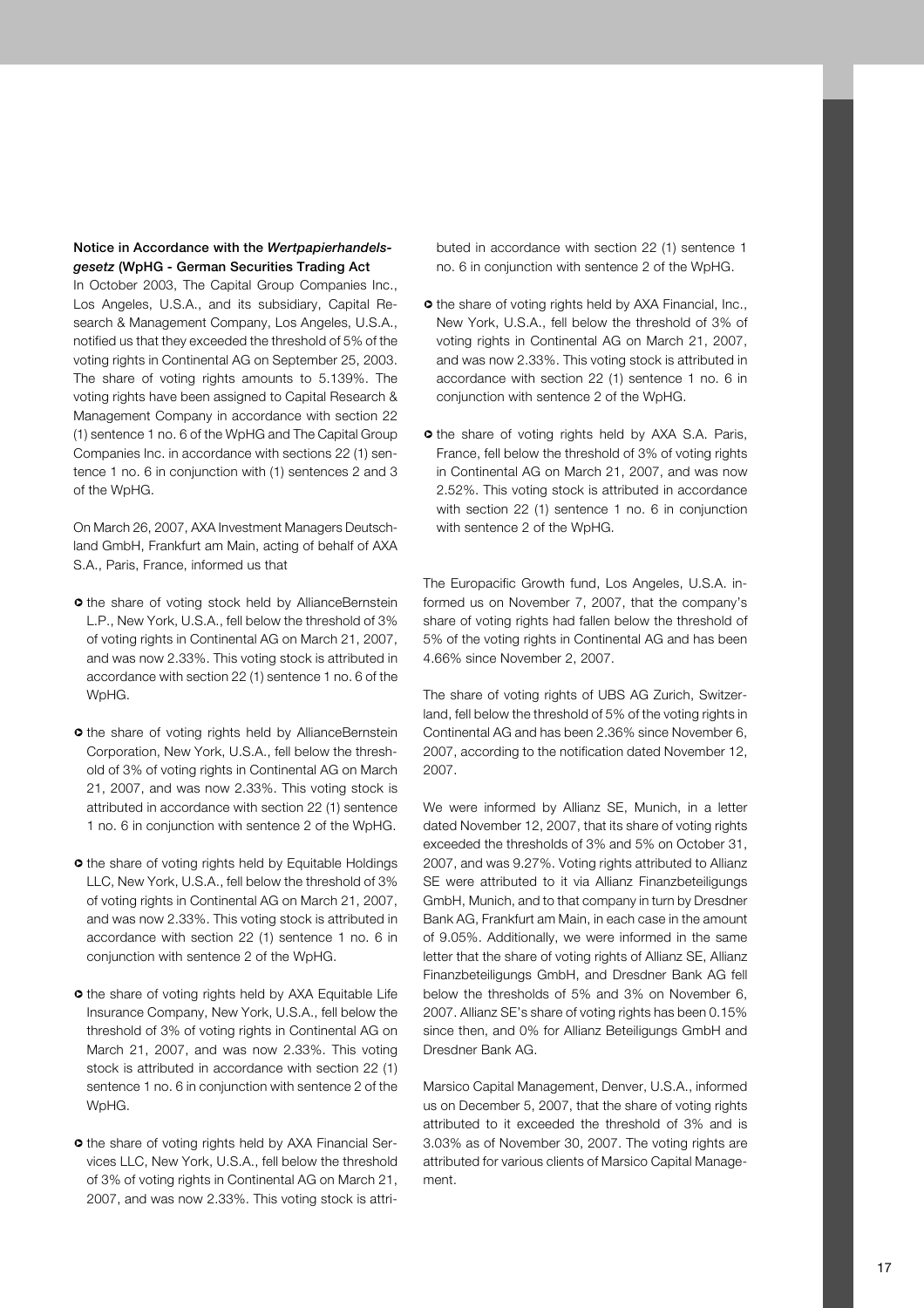**Notice in Accordance with the *Wertpapierhandelsgesetz* (WpHG - German Securities Trading Act**

In October 2003, The Capital Group Companies Inc., Los Angeles, U.S.A., and its subsidiary, Capital Research & Management Company, Los Angeles, U.S.A., notified us that they exceeded the threshold of 5% of the voting rights in Continental AG on September 25, 2003. The share of voting rights amounts to 5.139%. The voting rights have been assigned to Capital Research & Management Company in accordance with section 22 (1) sentence 1 no. 6 of the WpHG and The Capital Group Companies Inc. in accordance with sections 22 (1) sentence 1 no. 6 in conjunction with (1) sentences 2 and 3 of the WpHG.

On March 26, 2007, AXA Investment Managers Deutschland GmbH, Frankfurt am Main, acting of behalf of AXA S.A., Paris, France, informed us that

- the share of voting stock held by AllianceBernstein L.P., New York, U.S.A., fell below the threshold of 3% of voting rights in Continental AG on March 21, 2007, and was now 2.33%. This voting stock is attributed in accordance with section 22 (1) sentence 1 no. 6 of the WpHG.
- the share of voting rights held by AllianceBernstein Corporation, New York, U.S.A., fell below the threshold of 3% of voting rights in Continental AG on March 21, 2007, and was now 2.33%. This voting stock is attributed in accordance with section 22 (1) sentence 1 no. 6 in conjunction with sentence 2 of the WpHG.
- the share of voting rights held by Equitable Holdings LLC, New York, U.S.A., fell below the threshold of 3% of voting rights in Continental AG on March 21, 2007, and was now 2.33%. This voting stock is attributed in accordance with section 22 (1) sentence 1 no. 6 in conjunction with sentence 2 of the WpHG.
- the share of voting rights held by AXA Equitable Life Insurance Company, New York, U.S.A., fell below the threshold of 3% of voting rights in Continental AG on March 21, 2007, and was now 2.33%. This voting stock is attributed in accordance with section 22 (1) sentence 1 no. 6 in conjunction with sentence 2 of the WpHG.
- the share of voting rights held by AXA Financial Services LLC, New York, U.S.A., fell below the threshold of 3% of voting rights in Continental AG on March 21, 2007, and was now 2.33%. This voting stock is attributed in accordance with section 22 (1) sentence 1 no. 6 in conjunction with sentence 2 of the WpHG.
- the share of voting rights held by AXA Financial, Inc., New York, U.S.A., fell below the threshold of 3% of voting rights in Continental AG on March 21, 2007, and was now 2.33%. This voting stock is attributed in accordance with section 22 (1) sentence 1 no. 6 in conjunction with sentence 2 of the WpHG.
- the share of voting rights held by AXA S.A. Paris, France, fell below the threshold of 3% of voting rights in Continental AG on March 21, 2007, and was now 2.52%. This voting stock is attributed in accordance with section 22 (1) sentence 1 no. 6 in conjunction with sentence 2 of the WpHG.

The Europacific Growth fund, Los Angeles, U.S.A. informed us on November 7, 2007, that the company's share of voting rights had fallen below the threshold of 5% of the voting rights in Continental AG and has been 4.66% since November 2, 2007.

The share of voting rights of UBS AG Zurich, Switzerland, fell below the threshold of 5% of the voting rights in Continental AG and has been 2.36% since November 6, 2007, according to the notification dated November 12, 2007.

We were informed by Allianz SE, Munich, in a letter dated November 12, 2007, that its share of voting rights exceeded the thresholds of 3% and 5% on October 31, 2007, and was 9.27%. Voting rights attributed to Allianz SE were attributed to it via Allianz Finanzbeteiligungs GmbH, Munich, and to that company in turn by Dresdner Bank AG, Frankfurt am Main, in each case in the amount of 9.05%. Additionally, we were informed in the same letter that the share of voting rights of Allianz SE, Allianz Finanzbeteiligungs GmbH, and Dresdner Bank AG fell below the thresholds of 5% and 3% on November 6, 2007. Allianz SE's share of voting rights has been 0.15% since then, and 0% for Allianz Beteiligungs GmbH and Dresdner Bank AG.

Marsico Capital Management, Denver, U.S.A., informed us on December 5, 2007, that the share of voting rights attributed to it exceeded the threshold of 3% and is 3.03% as of November 30, 2007. The voting rights are attributed for various clients of Marsico Capital Management.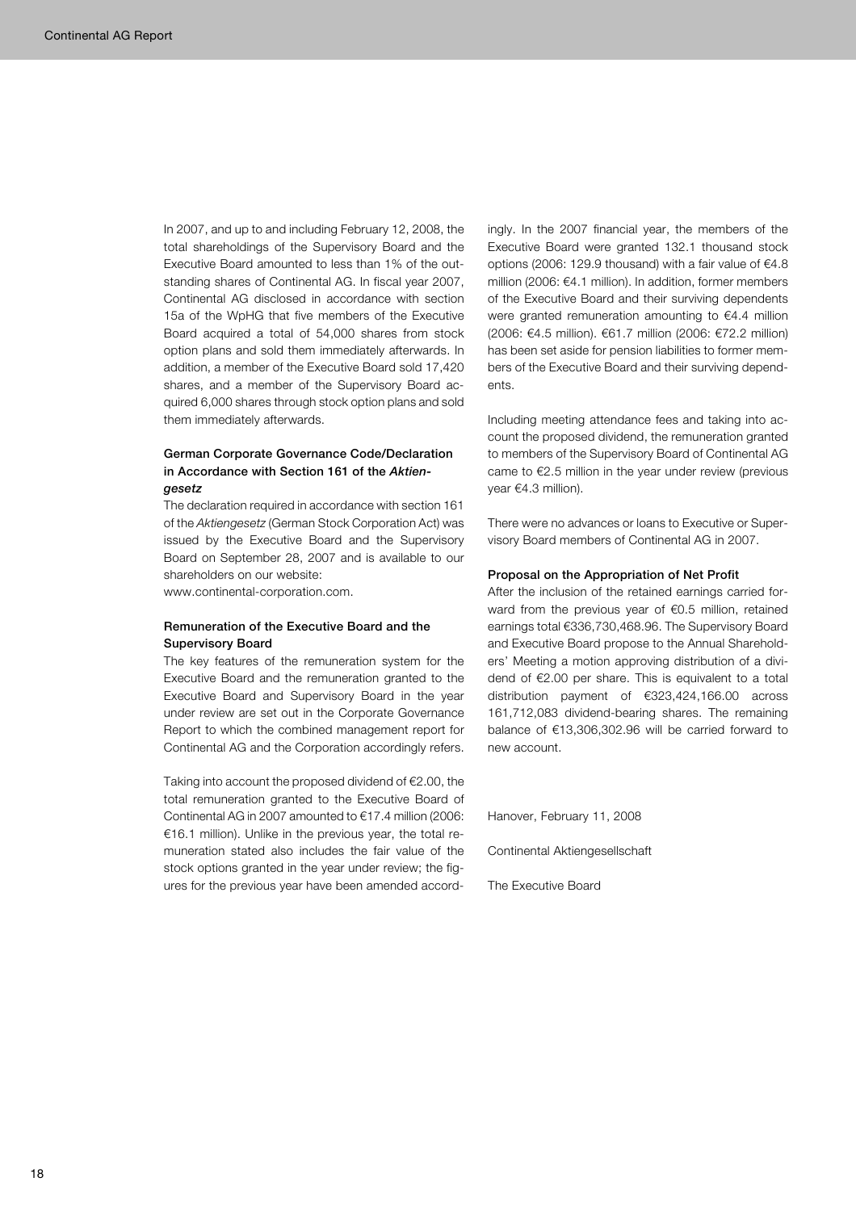In 2007, and up to and including February 12, 2008, the total shareholdings of the Supervisory Board and the Executive Board amounted to less than 1% of the outstanding shares of Continental AG. In fiscal year 2007, Continental AG disclosed in accordance with section 15a of the WpHG that five members of the Executive Board acquired a total of 54,000 shares from stock option plans and sold them immediately afterwards. In addition, a member of the Executive Board sold 17,420 shares, and a member of the Supervisory Board acquired 6,000 shares through stock option plans and sold them immediately afterwards.

### German Corporate Governance Code/Declaration in Accordance with Section 161 of the *Aktiengesetz*

The declaration required in accordance with section 161 of the *Aktiengesetz* (German Stock Corporation Act) was issued by the Executive Board and the Supervisory Board on September 28, 2007 and is available to our shareholders on our website: www.continental-corporation.com.

### Remuneration of the Executive Board and the Supervisory Board

The key features of the remuneration system for the Executive Board and the remuneration granted to the Executive Board and Supervisory Board in the year under review are set out in the Corporate Governance Report to which the combined management report for Continental AG and the Corporation accordingly refers.

Taking into account the proposed dividend of €2.00, the total remuneration granted to the Executive Board of Continental AG in 2007 amounted to €17.4 million (2006: €16.1 million). Unlike in the previous year, the total remuneration stated also includes the fair value of the stock options granted in the year under review; the figures for the previous year have been amended accordingly. In the 2007 financial year, the members of the Executive Board were granted 132.1 thousand stock options (2006: 129.9 thousand) with a fair value of €4.8 million (2006: €4.1 million). In addition, former members of the Executive Board and their surviving dependents were granted remuneration amounting to €4.4 million (2006: €4.5 million). €61.7 million (2006: €72.2 million) has been set aside for pension liabilities to former members of the Executive Board and their surviving dependents.

Including meeting attendance fees and taking into account the proposed dividend, the remuneration granted to members of the Supervisory Board of Continental AG came to €2.5 million in the year under review (previous year €4.3 million).

There were no advances or loans to Executive or Supervisory Board members of Continental AG in 2007.

### Proposal on the Appropriation of Net Profit

After the inclusion of the retained earnings carried forward from the previous year of €0.5 million, retained earnings total €336,730,468.96. The Supervisory Board and Executive Board propose to the Annual Shareholders' Meeting a motion approving distribution of a dividend of €2.00 per share. This is equivalent to a total distribution payment of €323,424,166.00 across 161,712,083 dividend-bearing shares. The remaining balance of €13,306,302.96 will be carried forward to new account.

Hanover, February 11, 2008

Continental Aktiengesellschaft

The Executive Board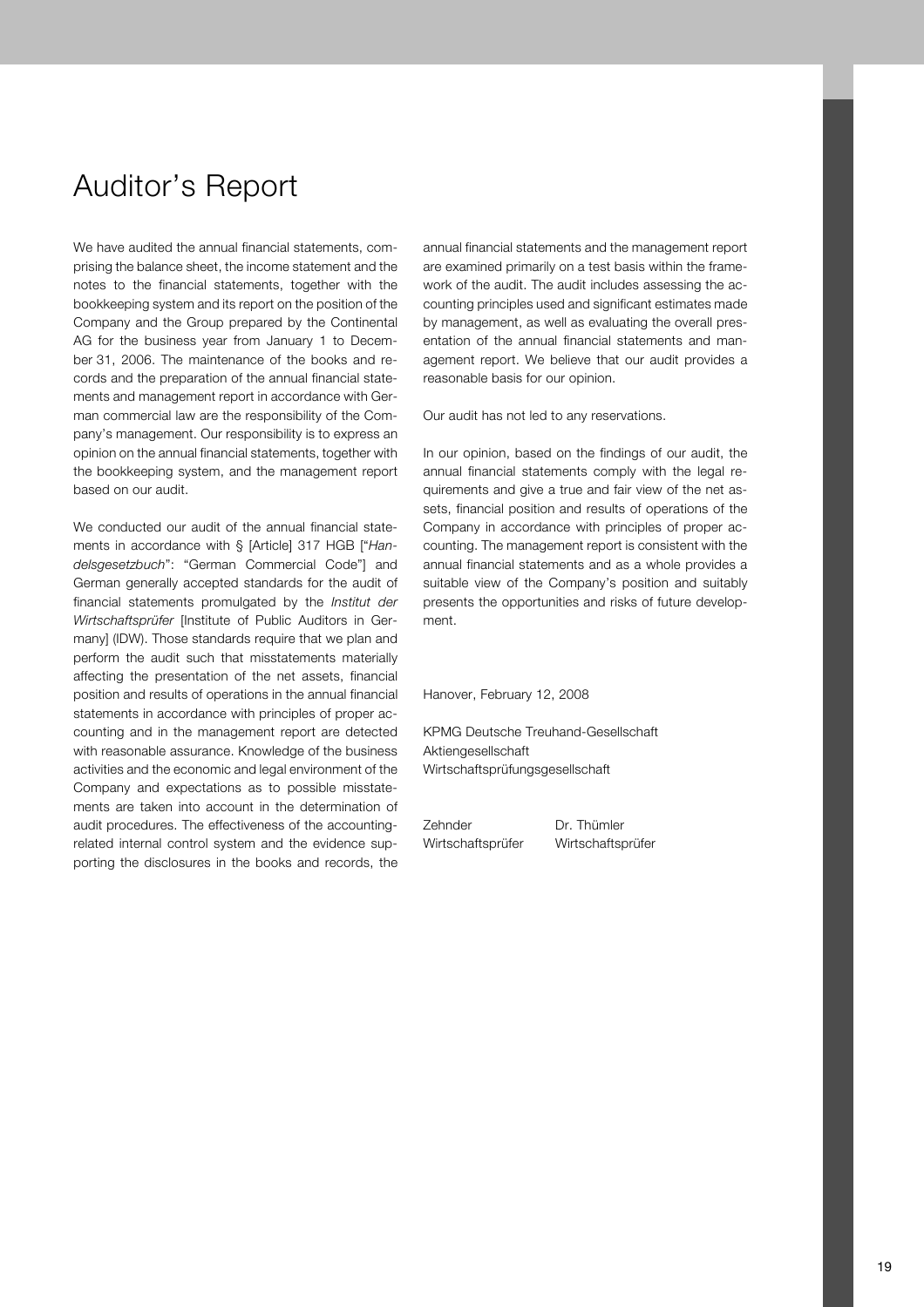# Auditor's Report

We have audited the annual financial statements, comprising the balance sheet, the income statement and the notes to the financial statements, together with the bookkeeping system and its report on the position of the Company and the Group prepared by the Continental AG for the business year from January 1 to December 31, 2006. The maintenance of the books and records and the preparation of the annual financial statements and management report in accordance with German commercial law are the responsibility of the Company's management. Our responsibility is to express an opinion on the annual financial statements, together with the bookkeeping system, and the management report based on our audit.

We conducted our audit of the annual financial statements in accordance with § [Article] 317 HGB ["*Handelsgesetzbuch*": "German Commercial Code"] and German generally accepted standards for the audit of financial statements promulgated by the *Institut der Wirtschaftsprüfer* [Institute of Public Auditors in Germany] (IDW). Those standards require that we plan and perform the audit such that misstatements materially affecting the presentation of the net assets, financial position and results of operations in the annual financial statements in accordance with principles of proper accounting and in the management report are detected with reasonable assurance. Knowledge of the business activities and the economic and legal environment of the Company and expectations as to possible misstatements are taken into account in the determination of audit procedures. The effectiveness of the accounting-related internal control system and the evidence supporting the disclosures in the books and records, the annual financial statements and the management report are examined primarily on a test basis within the framework of the audit. The audit includes assessing the accounting principles used and significant estimates made by management, as well as evaluating the overall presentation of the annual financial statements and management report. We believe that our audit provides a reasonable basis for our opinion.

Our audit has not led to any reservations.

In our opinion, based on the findings of our audit, the annual financial statements comply with the legal requirements and give a true and fair view of the net assets, financial position and results of operations of the Company in accordance with principles of proper accounting. The management report is consistent with the annual financial statements and as a whole provides a suitable view of the Company's position and suitably presents the opportunities and risks of future development.

Hanover, February 12, 2008

KPMG Deutsche Treuhand-Gesellschaft
Aktiengesellschaft
Wirtschaftsprüfungsgesellschaft

| Zehnder | Dr. Thümler |
|---|---|
| Wirtschaftsprüfer | Wirtschaftsprüfer |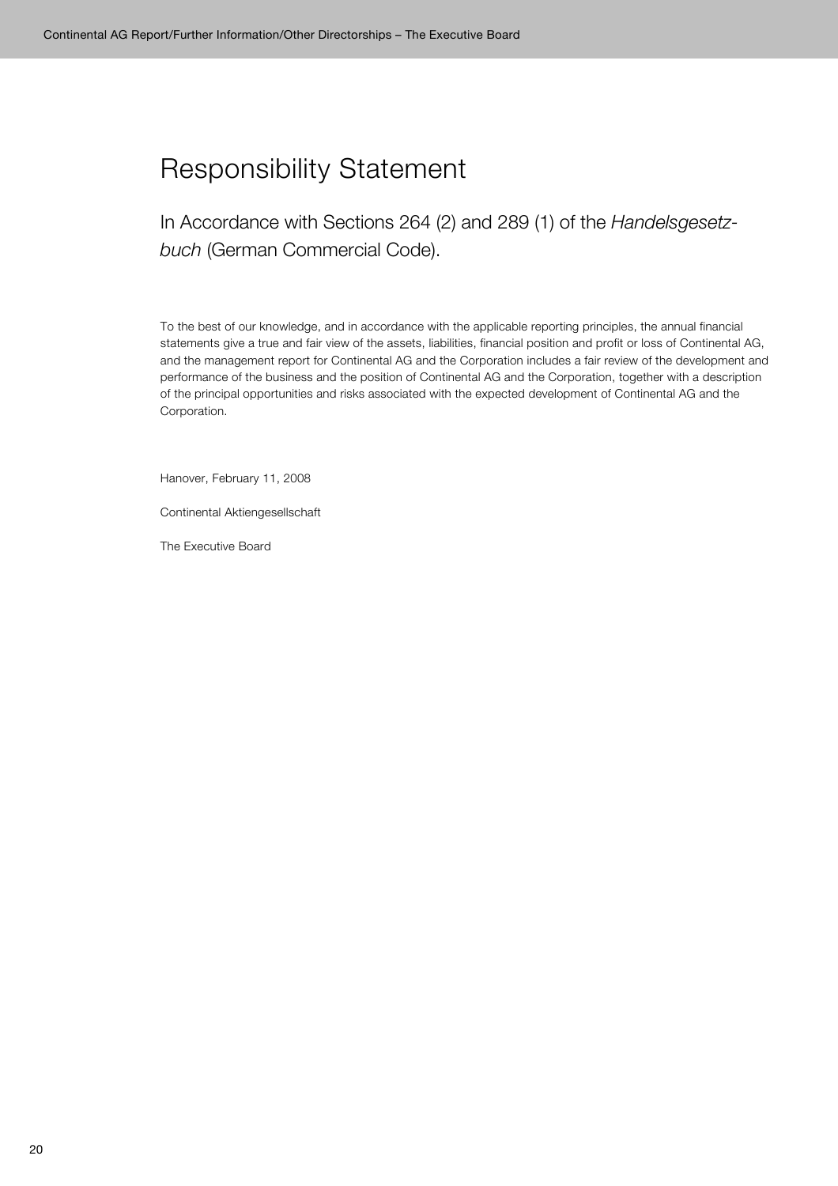# Responsibility Statement

## In Accordance with Sections 264 (2) and 289 (1) of the *Handelsgesetzbuch* (German Commercial Code).

To the best of our knowledge, and in accordance with the applicable reporting principles, the annual financial statements give a true and fair view of the assets, liabilities, financial position and profit or loss of Continental AG, and the management report for Continental AG and the Corporation includes a fair review of the development and performance of the business and the position of Continental AG and the Corporation, together with a description of the principal opportunities and risks associated with the expected development of Continental AG and the Corporation.

Hanover, February 11, 2008

Continental Aktiengesellschaft

The Executive Board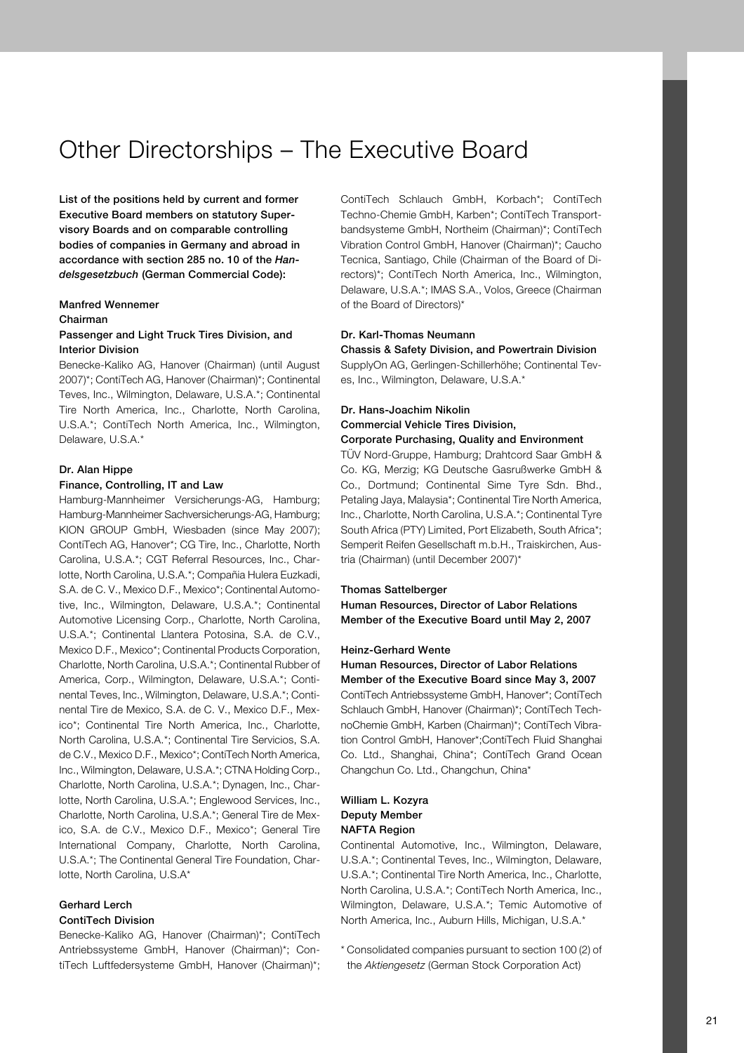# Other Directorships – The Executive Board

**List of the positions held by current and former Executive Board members on statutory Supervisory Boards and on comparable controlling bodies of companies in Germany and abroad in accordance with section 285 no. 10 of the *Handelsgesetzbuch* (German Commercial Code):**

**Manfred Wennemer**
**Chairman**
**Passenger and Light Truck Tires Division, and Interior Division**
Benecke-Kaliko AG, Hanover (Chairman) (until August 2007)*; ContiTech AG, Hanover (Chairman)*; Continental Teves, Inc., Wilmington, Delaware, U.S.A.*; Continental Tire North America, Inc., Charlotte, North Carolina, U.S.A.*; ContiTech North America, Inc., Wilmington, Delaware, U.S.A.*

**Dr. Alan Hippe**
**Finance, Controlling, IT and Law**
Hamburg-Mannheimer Versicherungs-AG, Hamburg; Hamburg-Mannheimer Sachversicherungs-AG, Hamburg; KION GROUP GmbH, Wiesbaden (since May 2007); ContiTech AG, Hanover*; CG Tire, Inc., Charlotte, North Carolina, U.S.A.*; CGT Referral Resources, Inc., Charlotte, North Carolina, U.S.A.*; Compañia Hulera Euzkadi, S.A. de C. V., Mexico D.F., Mexico*; Continental Automotive, Inc., Wilmington, Delaware, U.S.A.*; Continental Automotive Licensing Corp., Charlotte, North Carolina, U.S.A.*; Continental Llantera Potosina, S.A. de C.V., Mexico D.F., Mexico*; Continental Products Corporation, Charlotte, North Carolina, U.S.A.*; Continental Rubber of America, Corp., Wilmington, Delaware, U.S.A.*; Continental Teves, Inc., Wilmington, Delaware, U.S.A.*; Continental Tire de Mexico, S.A. de C. V., Mexico D.F., Mexico*; Continental Tire North America, Inc., Charlotte, North Carolina, U.S.A.*; Continental Tire Servicios, S.A. de C.V., Mexico D.F., Mexico*; ContiTech North America, Inc., Wilmington, Delaware, U.S.A.*; CTNA Holding Corp., Charlotte, North Carolina, U.S.A.*; Dynagen, Inc., Charlotte, North Carolina, U.S.A.*; Englewood Services, Inc., Charlotte, North Carolina, U.S.A.*; General Tire de Mexico, S.A. de C.V., Mexico D.F., Mexico*; General Tire International Company, Charlotte, North Carolina, U.S.A.*; The Continental General Tire Foundation, Charlotte, North Carolina, U.S.A*

**Gerhard Lerch**
**ContiTech Division**
Benecke-Kaliko AG, Hanover (Chairman)*; ContiTech Antriebssysteme GmbH, Hanover (Chairman)*; ContiTech Luftfedersysteme GmbH, Hanover (Chairman)*; ContiTech Schlauch GmbH, Korbach*; ContiTech Techno-Chemie GmbH, Karben*; ContiTech Transportbandsysteme GmbH, Northeim (Chairman)*; ContiTech Vibration Control GmbH, Hanover (Chairman)*; Caucho Tecnica, Santiago, Chile (Chairman of the Board of Directors)*; ContiTech North America, Inc., Wilmington, Delaware, U.S.A.*; IMAS S.A., Volos, Greece (Chairman of the Board of Directors)*

**Dr. Karl-Thomas Neumann**
**Chassis & Safety Division, and Powertrain Division**
SupplyOn AG, Gerlingen-Schillerhöhe; Continental Teves, Inc., Wilmington, Delaware, U.S.A.*

**Dr. Hans-Joachim Nikolin**
**Commercial Vehicle Tires Division,**
**Corporate Purchasing, Quality and Environment**
TÜV Nord-Gruppe, Hamburg; Drahtcord Saar GmbH & Co. KG, Merzig; KG Deutsche Gasrußwerke GmbH & Co., Dortmund; Continental Sime Tyre Sdn. Bhd., Petaling Jaya, Malaysia*; Continental Tire North America, Inc., Charlotte, North Carolina, U.S.A.*; Continental Tyre South Africa (PTY) Limited, Port Elizabeth, South Africa*; Semperit Reifen Gesellschaft m.b.H., Traiskirchen, Austria (Chairman) (until December 2007)*

**Thomas Sattelberger**
**Human Resources, Director of Labor Relations**
**Member of the Executive Board until May 2, 2007**

**Heinz-Gerhard Wente**
**Human Resources, Director of Labor Relations**
**Member of the Executive Board since May 3, 2007**
ContiTech Antriebssysteme GmbH, Hanover*; ContiTech Schlauch GmbH, Hanover (Chairman)*; ContiTech TechnoChemie GmbH, Karben (Chairman)*; ContiTech Vibration Control GmbH, Hanover*;ContiTech Fluid Shanghai Co. Ltd., Shanghai, China*; ContiTech Grand Ocean Changchun Co. Ltd., Changchun, China*

**William L. Kozyra**
**Deputy Member**
**NAFTA Region**
Continental Automotive, Inc., Wilmington, Delaware, U.S.A.*; Continental Teves, Inc., Wilmington, Delaware, U.S.A.*; Continental Tire North America, Inc., Charlotte, North Carolina, U.S.A.*; ContiTech North America, Inc., Wilmington, Delaware, U.S.A.*; Temic Automotive of North America, Inc., Auburn Hills, Michigan, U.S.A.*

\* Consolidated companies pursuant to section 100 (2) of the *Aktiengesetz* (German Stock Corporation Act)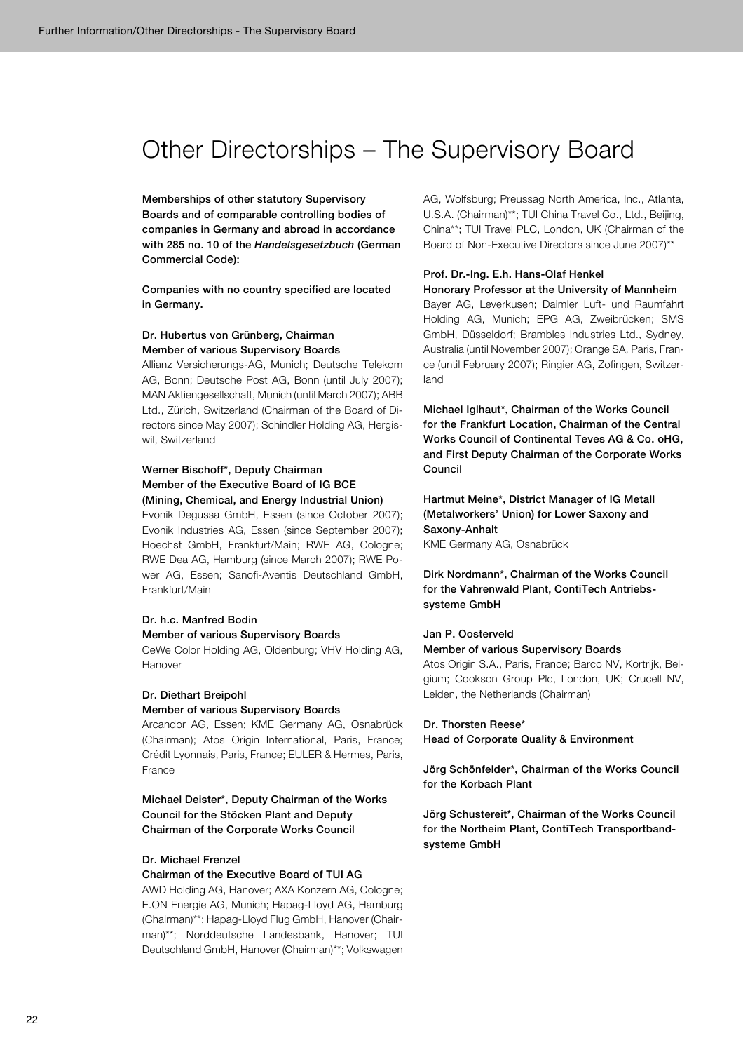# Other Directorships – The Supervisory Board

**Memberships of other statutory Supervisory Boards and of comparable controlling bodies of companies in Germany and abroad in accordance with 285 no. 10 of the *Handelsgesetzbuch* (German Commercial Code):**

**Companies with no country specified are located in Germany.**

**Dr. Hubertus von Grünberg, Chairman**
**Member of various Supervisory Boards**
Allianz Versicherungs-AG, Munich; Deutsche Telekom AG, Bonn; Deutsche Post AG, Bonn (until July 2007); MAN Aktiengesellschaft, Munich (until March 2007); ABB Ltd., Zürich, Switzerland (Chairman of the Board of Directors since May 2007); Schindler Holding AG, Hergiswil, Switzerland

**Werner Bischoff*, Deputy Chairman**
**Member of the Executive Board of IG BCE (Mining, Chemical, and Energy Industrial Union)**
Evonik Degussa GmbH, Essen (since October 2007); Evonik Industries AG, Essen (since September 2007); Hoechst GmbH, Frankfurt/Main; RWE AG, Cologne; RWE Dea AG, Hamburg (since March 2007); RWE Power AG, Essen; Sanofi-Aventis Deutschland GmbH, Frankfurt/Main

**Dr. h.c. Manfred Bodin**
**Member of various Supervisory Boards**
CeWe Color Holding AG, Oldenburg; VHV Holding AG, Hanover

**Dr. Diethart Breipohl**
**Member of various Supervisory Boards**
Arcandor AG, Essen; KME Germany AG, Osnabrück (Chairman); Atos Origin International, Paris, France; Crédit Lyonnais, Paris, France; EULER & Hermes, Paris, France

**Michael Deister*, Deputy Chairman of the Works Council for the Stöcken Plant and Deputy Chairman of the Corporate Works Council**

**Dr. Michael Frenzel**
**Chairman of the Executive Board of TUI AG**
AWD Holding AG, Hanover; AXA Konzern AG, Cologne; E.ON Energie AG, Munich; Hapag-Lloyd AG, Hamburg (Chairman)**; Hapag-Lloyd Flug GmbH, Hanover (Chairman)**; Norddeutsche Landesbank, Hanover; TUI Deutschland GmbH, Hanover (Chairman)**; Volkswagen AG, Wolfsburg; Preussag North America, Inc., Atlanta, U.S.A. (Chairman)**; TUI China Travel Co., Ltd., Beijing, China**; TUI Travel PLC, London, UK (Chairman of the Board of Non-Executive Directors since June 2007)**

**Prof. Dr.-Ing. E.h. Hans-Olaf Henkel**
**Honorary Professor at the University of Mannheim**
Bayer AG, Leverkusen; Daimler Luft- und Raumfahrt Holding AG, Munich; EPG AG, Zweibrücken; SMS GmbH, Düsseldorf; Brambles Industries Ltd., Sydney, Australia (until November 2007); Orange SA, Paris, France (until February 2007); Ringier AG, Zofingen, Switzerland

**Michael Iglhaut*, Chairman of the Works Council for the Frankfurt Location, Chairman of the Central Works Council of Continental Teves AG & Co. oHG, and First Deputy Chairman of the Corporate Works Council**

**Hartmut Meine*, District Manager of IG Metall (Metalworkers' Union) for Lower Saxony and Saxony-Anhalt**
KME Germany AG, Osnabrück

**Dirk Nordmann*, Chairman of the Works Council for the Vahrenwald Plant, ContiTech Antriebssysteme GmbH**

**Jan P. Oosterveld**
**Member of various Supervisory Boards**
Atos Origin S.A., Paris, France; Barco NV, Kortrijk, Belgium; Cookson Group Plc, London, UK; Crucell NV, Leiden, the Netherlands (Chairman)

**Dr. Thorsten Reese***
**Head of Corporate Quality & Environment**

**Jörg Schönfelder*, Chairman of the Works Council for the Korbach Plant**

**Jörg Schustereit*, Chairman of the Works Council for the Northeim Plant, ContiTech Transportbandsysteme GmbH**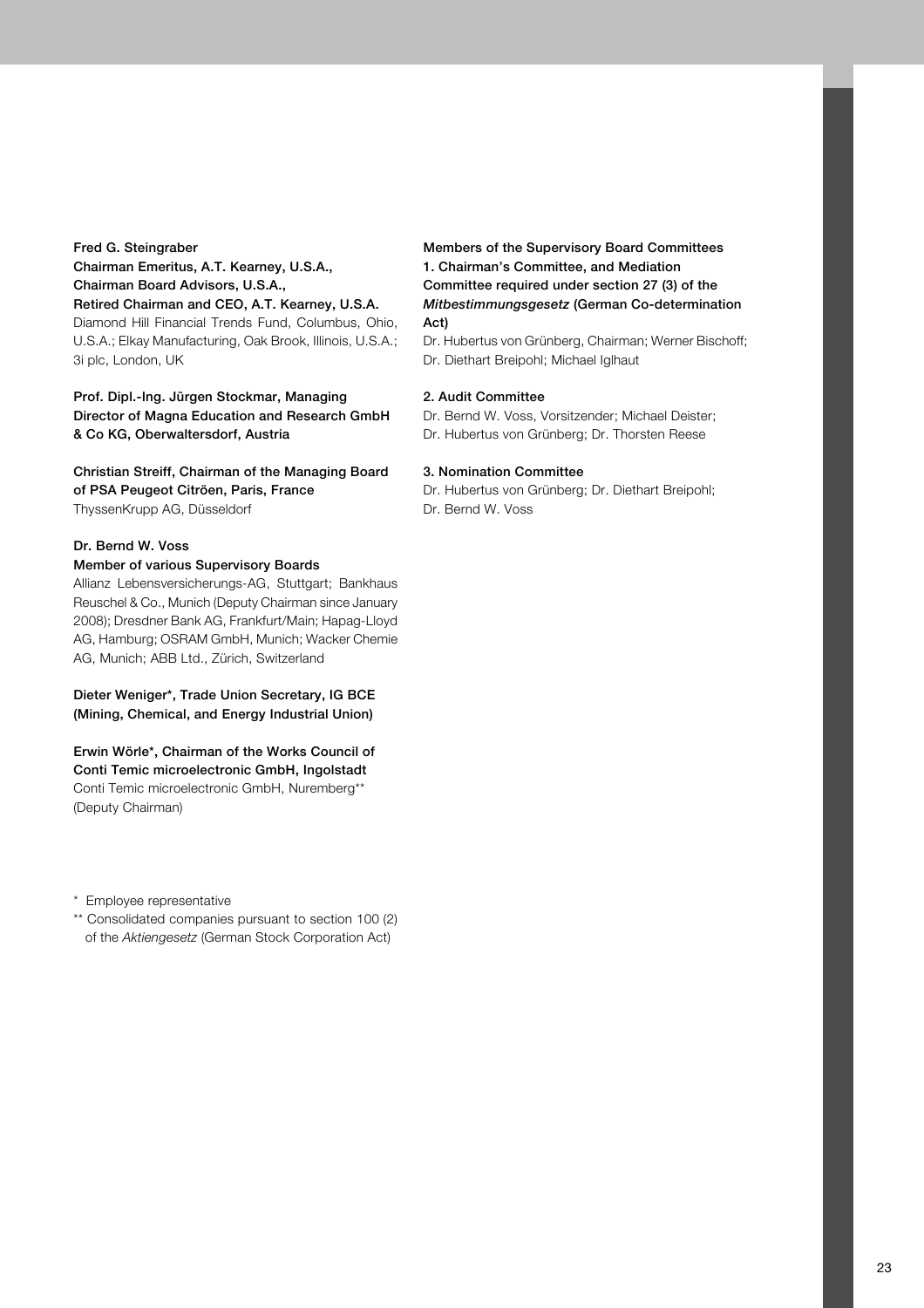**Fred G. Steingraber**
**Chairman Emeritus, A.T. Kearney, U.S.A.,**
**Chairman Board Advisors, U.S.A.,**
**Retired Chairman and CEO, A.T. Kearney, U.S.A.**
Diamond Hill Financial Trends Fund, Columbus, Ohio, U.S.A.; Elkay Manufacturing, Oak Brook, Illinois, U.S.A.; 3i plc, London, UK

**Prof. Dipl.-Ing. Jürgen Stockmar, Managing Director of Magna Education and Research GmbH & Co KG, Oberwaltersdorf, Austria**

**Christian Streiff, Chairman of the Managing Board of PSA Peugeot Citröen, Paris, France**
ThyssenKrupp AG, Düsseldorf

**Dr. Bernd W. Voss**
**Member of various Supervisory Boards**
Allianz Lebensversicherungs-AG, Stuttgart; Bankhaus Reuschel & Co., Munich (Deputy Chairman since January 2008); Dresdner Bank AG, Frankfurt/Main; Hapag-Lloyd AG, Hamburg; OSRAM GmbH, Munich; Wacker Chemie AG, Munich; ABB Ltd., Zürich, Switzerland

**Dieter Weniger*, Trade Union Secretary, IG BCE (Mining, Chemical, and Energy Industrial Union)**

**Erwin Wörle*, Chairman of the Works Council of Conti Temic microelectronic GmbH, Ingolstadt**
Conti Temic microelectronic GmbH, Nuremberg** (Deputy Chairman)

\* Employee representative

\** Consolidated companies pursuant to section 100 (2) of the *Aktiengesetz* (German Stock Corporation Act)

**Members of the Supervisory Board Committees**

**1. Chairman's Committee, and Mediation Committee required under section 27 (3) of the *Mitbestimmungsgesetz* (German Co-determination Act)**
Dr. Hubertus von Grünberg, Chairman; Werner Bischoff; Dr. Diethart Breipohl; Michael Iglhaut

**2. Audit Committee**
Dr. Bernd W. Voss, Vorsitzender; Michael Deister; Dr. Hubertus von Grünberg; Dr. Thorsten Reese

**3. Nomination Committee**
Dr. Hubertus von Grünberg; Dr. Diethart Breipohl; Dr. Bernd W. Voss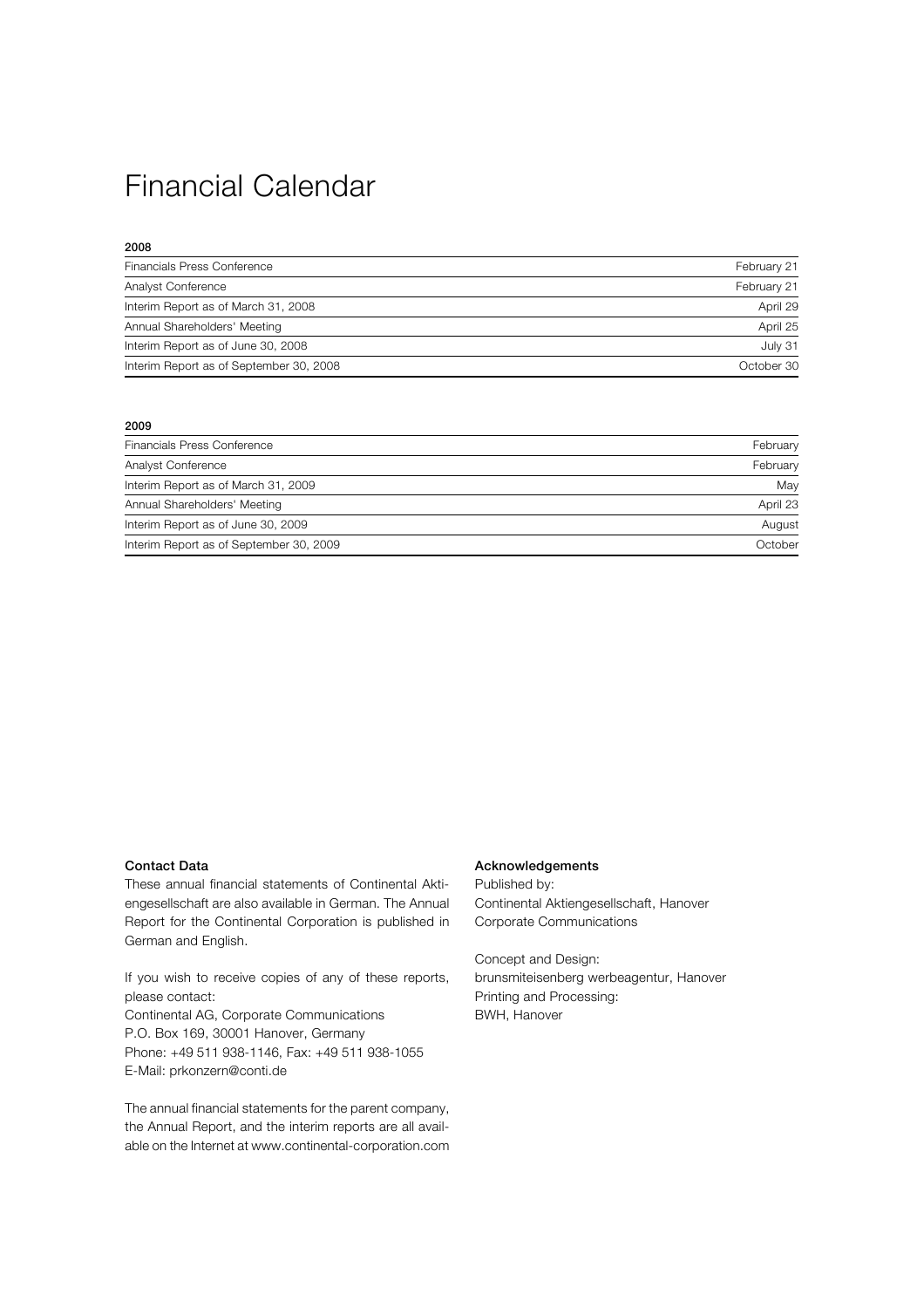# Financial Calendar

**2008**

| | |
|---|---|
| Financials Press Conference | February 21 |
| Analyst Conference | February 21 |
| Interim Report as of March 31, 2008 | April 29 |
| Annual Shareholders' Meeting | April 25 |
| Interim Report as of June 30, 2008 | July 31 |
| Interim Report as of September 30, 2008 | October 30 |

**2009**

| | |
|---|---|
| Financials Press Conference | February |
| Analyst Conference | February |
| Interim Report as of March 31, 2009 | May |
| Annual Shareholders' Meeting | April 23 |
| Interim Report as of June 30, 2009 | August |
| Interim Report as of September 30, 2009 | October |

**Contact Data**

These annual financial statements of Continental Aktiengesellschaft are also available in German. The Annual Report for the Continental Corporation is published in German and English.

If you wish to receive copies of any of these reports, please contact:
Continental AG, Corporate Communications
P.O. Box 169, 30001 Hanover, Germany
Phone: +49 511 938-1146, Fax: +49 511 938-1055
E-Mail: prkonzern@conti.de

The annual financial statements for the parent company, the Annual Report, and the interim reports are all available on the Internet at www.continental-corporation.com

**Acknowledgements**

Published by:
Continental Aktiengesellschaft, Hanover
Corporate Communications

Concept and Design:
brunsmiteisenberg werbeagentur, Hanover
Printing and Processing:
BWH, Hanover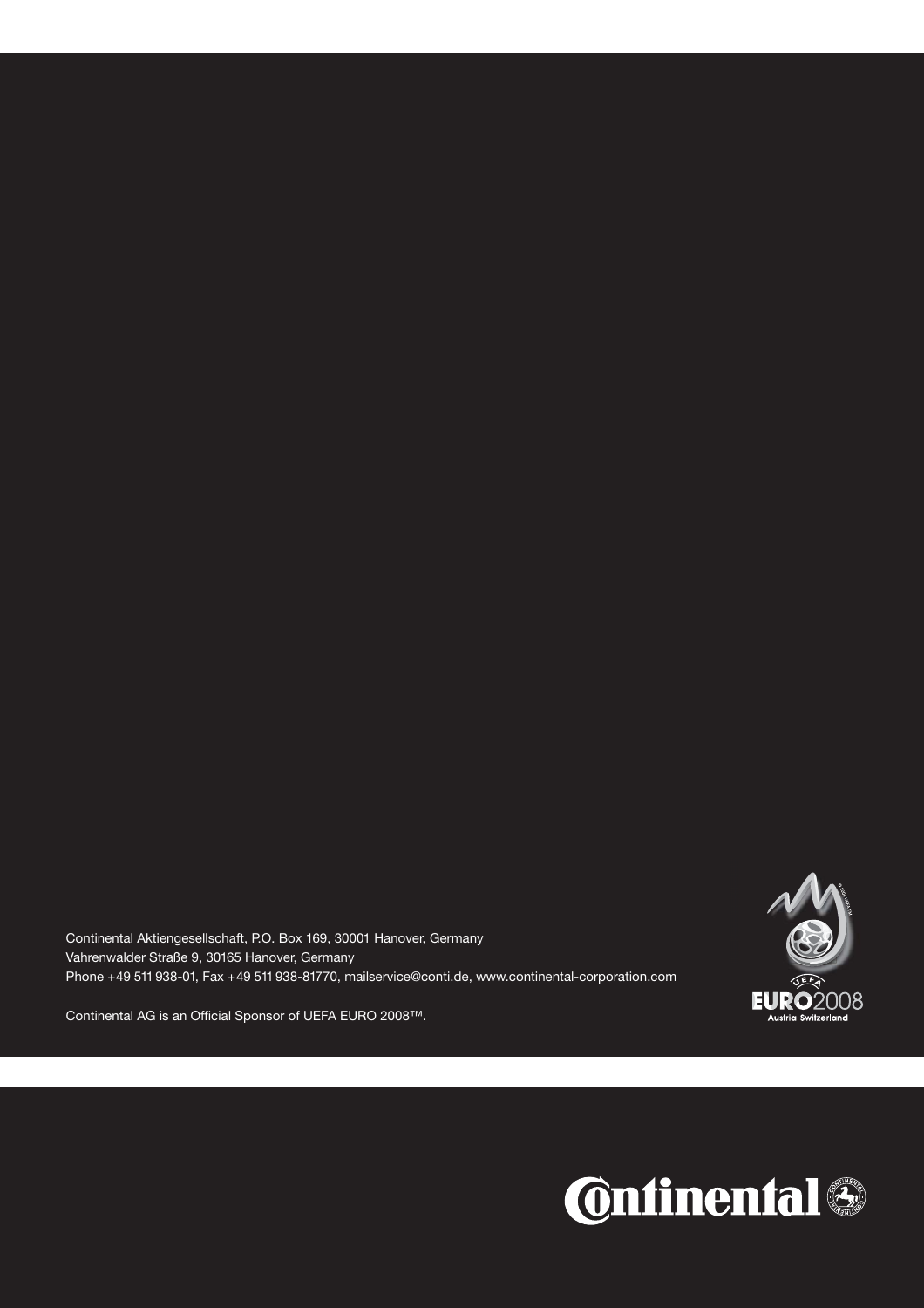Continental Aktiengesellschaft, P.O. Box 169, 30001 Hanover, Germany
Vahrenwalder Straße 9, 30165 Hanover, Germany
Phone +49 511 938-01, Fax +49 511 938-81770, mailservice@conti.de, www.continental-corporation.com

Continental AG is an Official Sponsor of UEFA EURO 2008™.